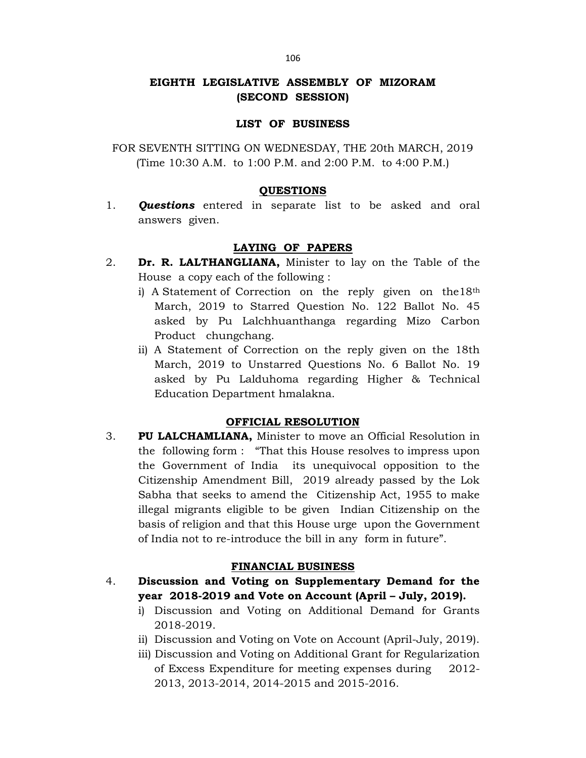# EIGHTH LEGISLATIVE ASSEMBLY OF MIZORAM
## (SECOND SESSION)

### LIST OF BUSINESS

FOR SEVENTH SITTING ON WEDNESDAY, THE 20th MARCH, 2019
(Time 10:30 A.M. to 1:00 P.M. and 2:00 P.M. to 4:00 P.M.)

#### QUESTIONS

1. ***Questions*** entered in separate list to be asked and oral answers given.

#### LAYING OF PAPERS

2. **Dr. R. LALTHANGLIANA,** Minister to lay on the Table of the House a copy each of the following :
   i) A Statement of Correction on the reply given on the 18th March, 2019 to Starred Question No. 122 Ballot No. 45 asked by Pu Lalchhuanthanga regarding Mizo Carbon Product chungchang.
   ii) A Statement of Correction on the reply given on the 18th March, 2019 to Unstarred Questions No. 6 Ballot No. 19 asked by Pu Lalduhoma regarding Higher & Technical Education Department hmalakna.

#### OFFICIAL RESOLUTION

3. **PU LALCHAMLIANA,** Minister to move an Official Resolution in the following form : "That this House resolves to impress upon the Government of India its unequivocal opposition to the Citizenship Amendment Bill, 2019 already passed by the Lok Sabha that seeks to amend the Citizenship Act, 1955 to make illegal migrants eligible to be given Indian Citizenship on the basis of religion and that this House urge upon the Government of India not to re-introduce the bill in any form in future".

#### FINANCIAL BUSINESS

4. **Discussion and Voting on Supplementary Demand for the year 2018-2019 and Vote on Account (April – July, 2019).**
   i) Discussion and Voting on Additional Demand for Grants 2018-2019.
   ii) Discussion and Voting on Vote on Account (April-July, 2019).
   iii) Discussion and Voting on Additional Grant for Regularization of Excess Expenditure for meeting expenses during 2012-2013, 2013-2014, 2014-2015 and 2015-2016.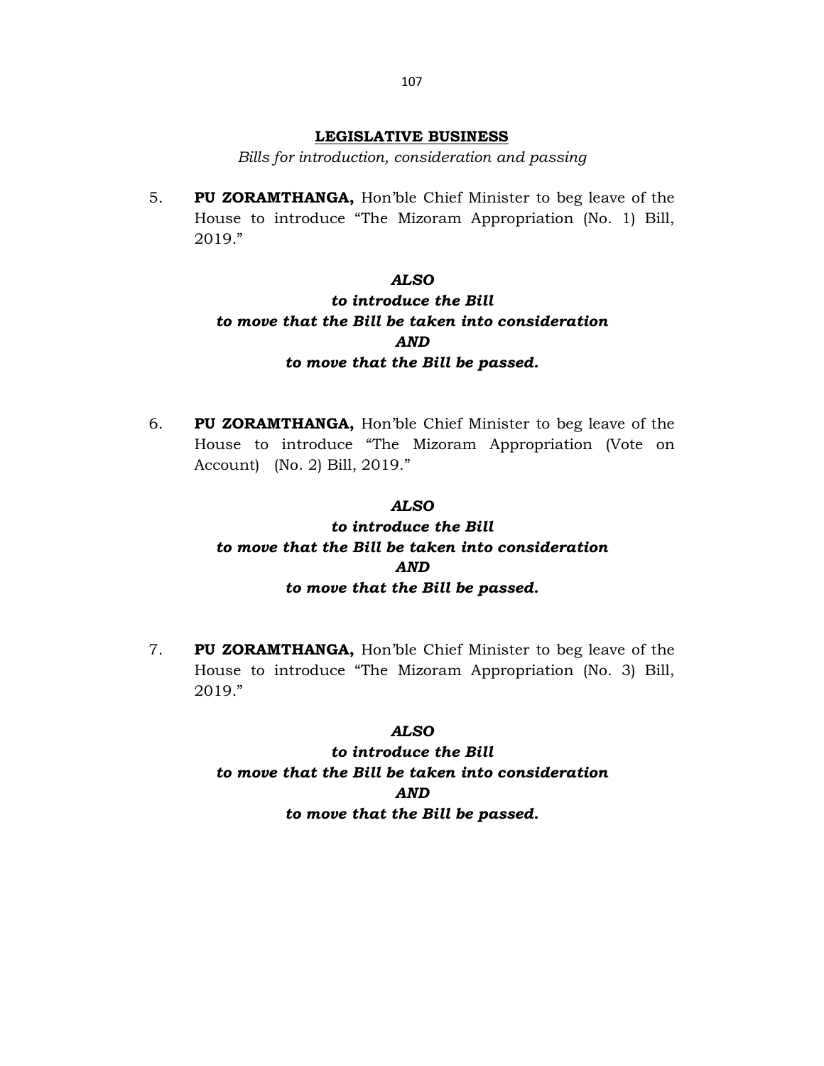## LEGISLATIVE BUSINESS

*Bills for introduction, consideration and passing*

5. **PU ZORAMTHANGA,** Hon'ble Chief Minister to beg leave of the House to introduce "The Mizoram Appropriation (No. 1) Bill, 2019."

***ALSO***
***to introduce the Bill***
***to move that the Bill be taken into consideration***
***AND***
***to move that the Bill be passed.***

6. **PU ZORAMTHANGA,** Hon'ble Chief Minister to beg leave of the House to introduce "The Mizoram Appropriation (Vote on Account) (No. 2) Bill, 2019."

***ALSO***
***to introduce the Bill***
***to move that the Bill be taken into consideration***
***AND***
***to move that the Bill be passed.***

7. **PU ZORAMTHANGA,** Hon'ble Chief Minister to beg leave of the House to introduce "The Mizoram Appropriation (No. 3) Bill, 2019."

***ALSO***
***to introduce the Bill***
***to move that the Bill be taken into consideration***
***AND***
***to move that the Bill be passed.***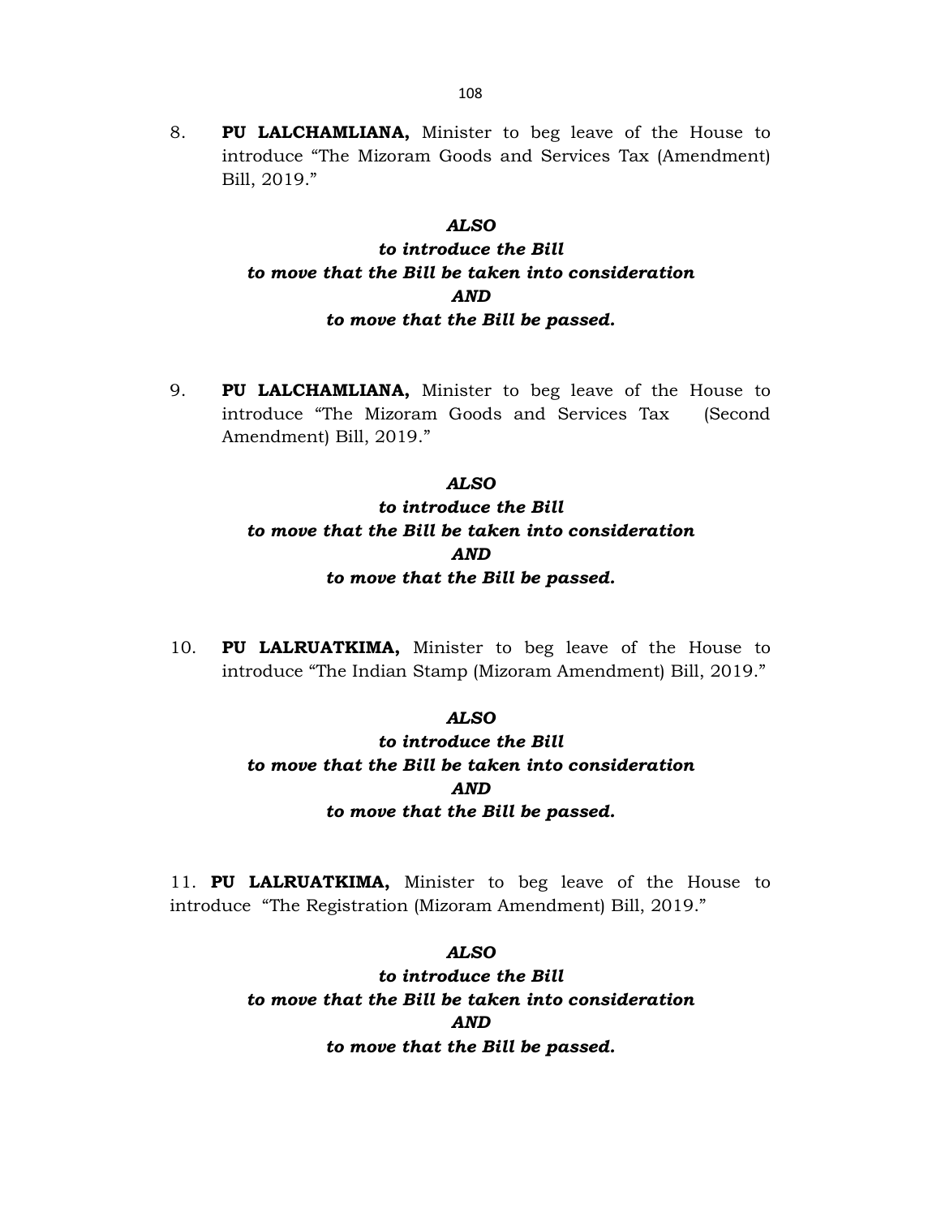8. **PU LALCHAMLIANA,** Minister to beg leave of the House to introduce "The Mizoram Goods and Services Tax (Amendment) Bill, 2019."

***ALSO***
***to introduce the Bill***
***to move that the Bill be taken into consideration***
***AND***
***to move that the Bill be passed.***

9. **PU LALCHAMLIANA,** Minister to beg leave of the House to introduce "The Mizoram Goods and Services Tax (Second Amendment) Bill, 2019."

***ALSO***
***to introduce the Bill***
***to move that the Bill be taken into consideration***
***AND***
***to move that the Bill be passed.***

10. **PU LALRUATKIMA,** Minister to beg leave of the House to introduce "The Indian Stamp (Mizoram Amendment) Bill, 2019."

***ALSO***
***to introduce the Bill***
***to move that the Bill be taken into consideration***
***AND***
***to move that the Bill be passed.***

11. **PU LALRUATKIMA,** Minister to beg leave of the House to introduce "The Registration (Mizoram Amendment) Bill, 2019."

***ALSO***
***to introduce the Bill***
***to move that the Bill be taken into consideration***
***AND***
***to move that the Bill be passed.***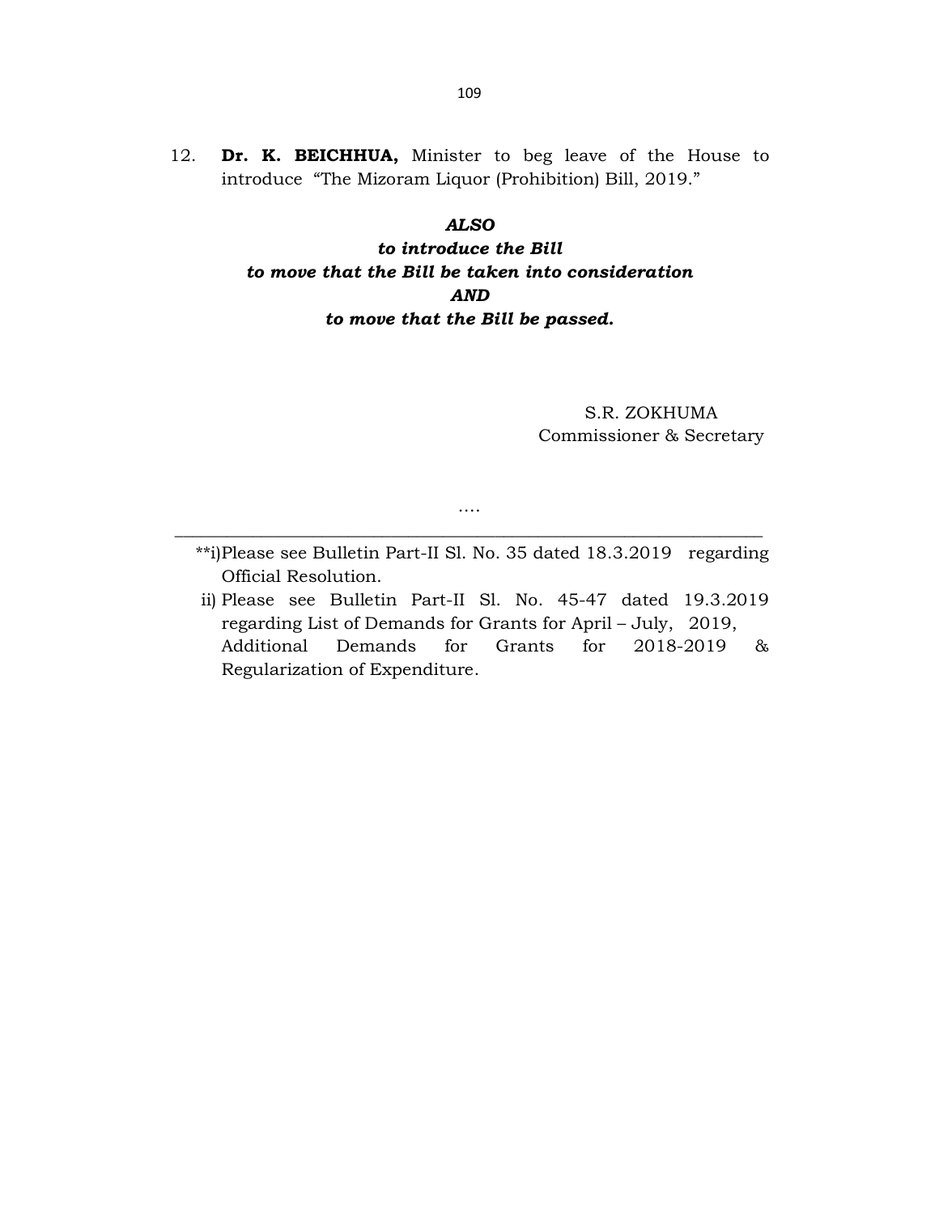12. **Dr. K. BEICHHUA,** Minister to beg leave of the House to introduce "The Mizoram Liquor (Prohibition) Bill, 2019."

***ALSO***
***to introduce the Bill***
***to move that the Bill be taken into consideration***
***AND***
***to move that the Bill be passed.***

S.R. ZOKHUMA
Commissioner & Secretary

....

---

**i) Please see Bulletin Part-II Sl. No. 35 dated 18.3.2019 regarding Official Resolution.

ii) Please see Bulletin Part-II Sl. No. 45-47 dated 19.3.2019 regarding List of Demands for Grants for April – July, 2019, Additional Demands for Grants for 2018-2019 & Regularization of Expenditure.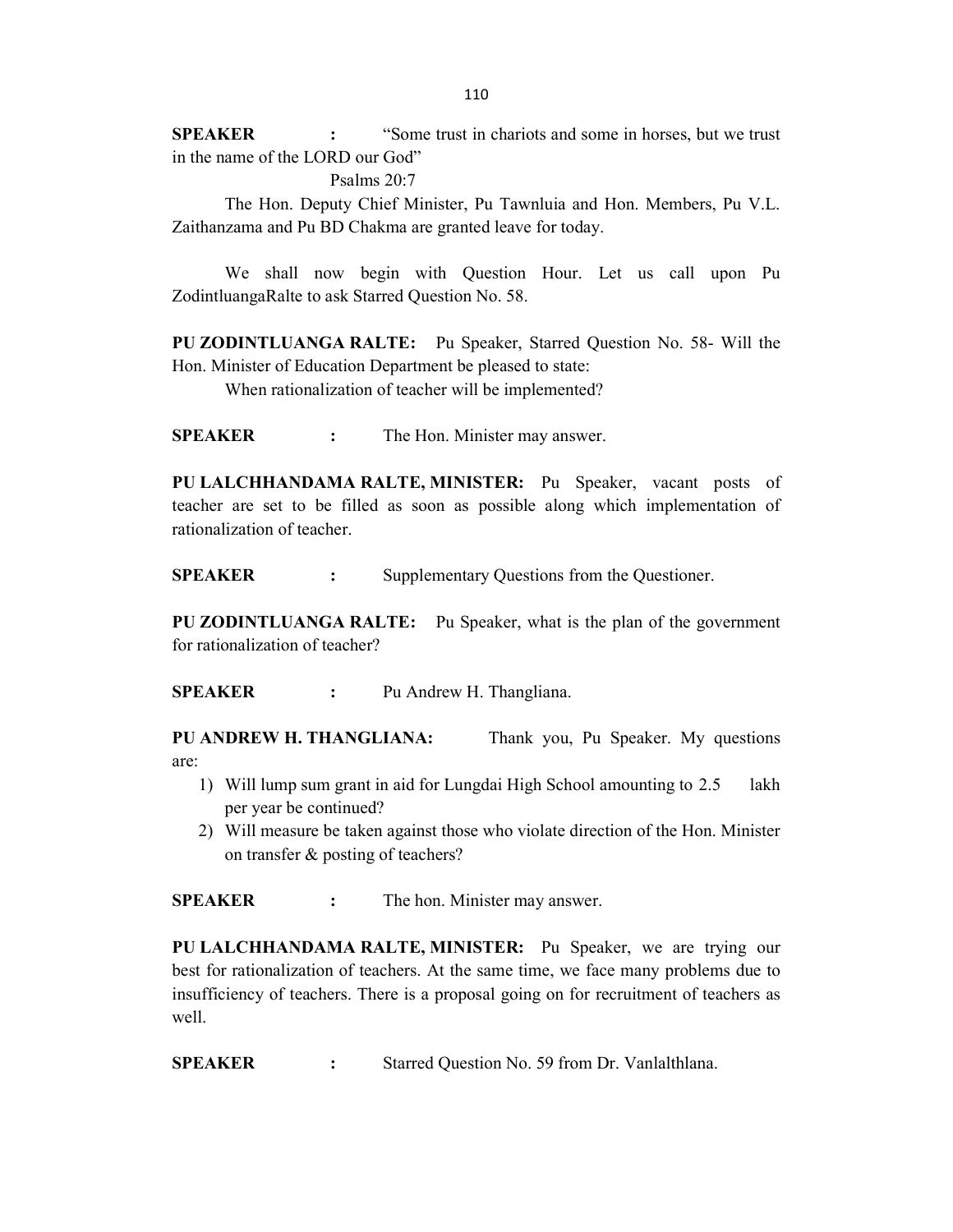**SPEAKER :** "Some trust in chariots and some in horses, but we trust in the name of the LORD our God"

Psalms 20:7

The Hon. Deputy Chief Minister, Pu Tawnluia and Hon. Members, Pu V.L. Zaithanzama and Pu BD Chakma are granted leave for today.

We shall now begin with Question Hour. Let us call upon Pu ZodintluangaRalte to ask Starred Question No. 58.

**PU ZODINTLUANGA RALTE:** Pu Speaker, Starred Question No. 58- Will the Hon. Minister of Education Department be pleased to state:

When rationalization of teacher will be implemented?

**SPEAKER :** The Hon. Minister may answer.

**PU LALCHHANDAMA RALTE, MINISTER:** Pu Speaker, vacant posts of teacher are set to be filled as soon as possible along which implementation of rationalization of teacher.

**SPEAKER :** Supplementary Questions from the Questioner.

**PU ZODINTLUANGA RALTE:** Pu Speaker, what is the plan of the government for rationalization of teacher?

**SPEAKER :** Pu Andrew H. Thangliana.

**PU ANDREW H. THANGLIANA:** Thank you, Pu Speaker. My questions are:

1) Will lump sum grant in aid for Lungdai High School amounting to 2.5 lakh per year be continued?
2) Will measure be taken against those who violate direction of the Hon. Minister on transfer & posting of teachers?

**SPEAKER :** The hon. Minister may answer.

**PU LALCHHANDAMA RALTE, MINISTER:** Pu Speaker, we are trying our best for rationalization of teachers. At the same time, we face many problems due to insufficiency of teachers. There is a proposal going on for recruitment of teachers as well.

**SPEAKER :** Starred Question No. 59 from Dr. Vanlalthlana.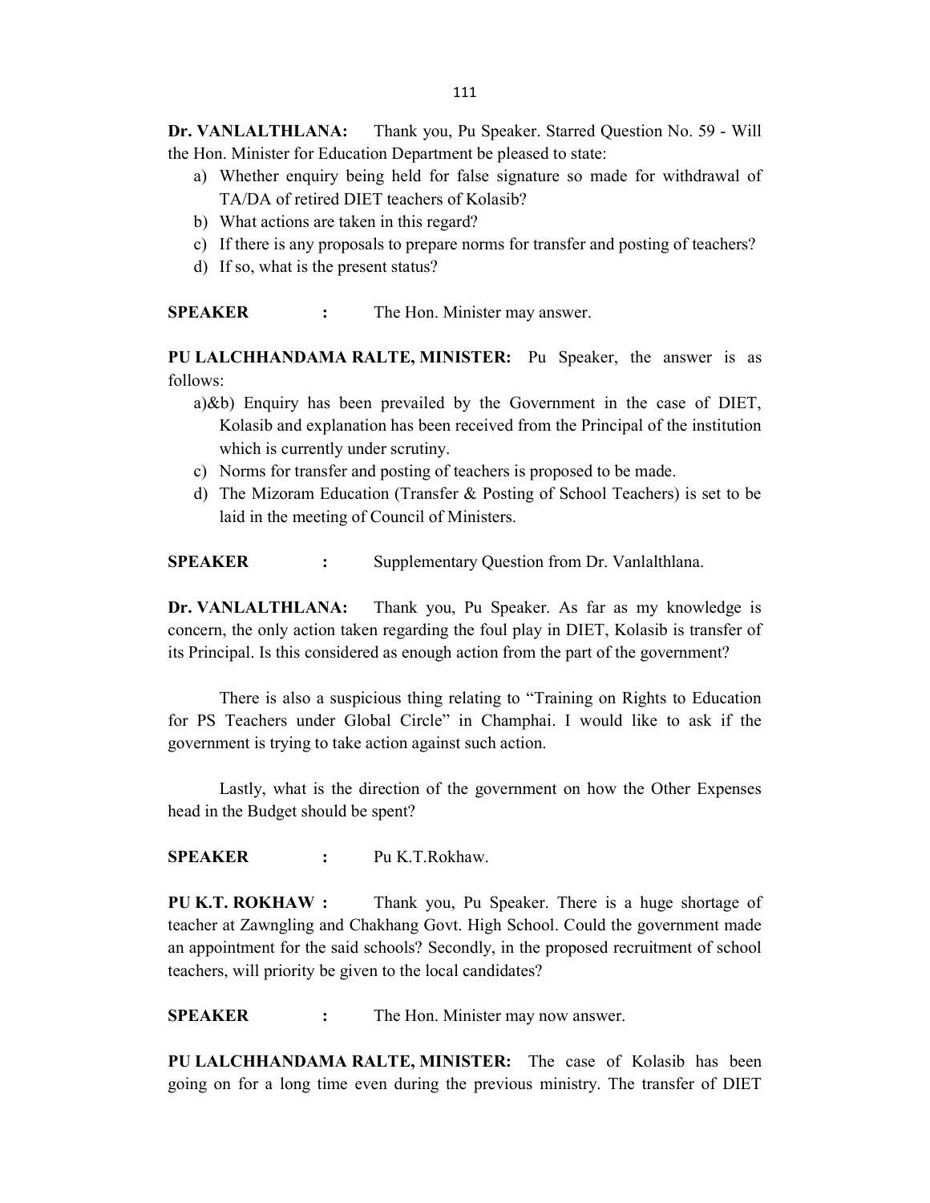**Dr. VANLALTHLANA:** Thank you, Pu Speaker. Starred Question No. 59 - Will the Hon. Minister for Education Department be pleased to state:

a) Whether enquiry being held for false signature so made for withdrawal of TA/DA of retired DIET teachers of Kolasib?
b) What actions are taken in this regard?
c) If there is any proposals to prepare norms for transfer and posting of teachers?
d) If so, what is the present status?

**SPEAKER :** The Hon. Minister may answer.

**PU LALCHHANDAMA RALTE, MINISTER:** Pu Speaker, the answer is as follows:

a)&b) Enquiry has been prevailed by the Government in the case of DIET, Kolasib and explanation has been received from the Principal of the institution which is currently under scrutiny.

c) Norms for transfer and posting of teachers is proposed to be made.

d) The Mizoram Education (Transfer & Posting of School Teachers) is set to be laid in the meeting of Council of Ministers.

**SPEAKER :** Supplementary Question from Dr. Vanlalthlana.

**Dr. VANLALTHLANA:** Thank you, Pu Speaker. As far as my knowledge is concern, the only action taken regarding the foul play in DIET, Kolasib is transfer of its Principal. Is this considered as enough action from the part of the government?

There is also a suspicious thing relating to "Training on Rights to Education for PS Teachers under Global Circle" in Champhai. I would like to ask if the government is trying to take action against such action.

Lastly, what is the direction of the government on how the Other Expenses head in the Budget should be spent?

**SPEAKER :** Pu K.T.Rokhaw.

**PU K.T. ROKHAW :** Thank you, Pu Speaker. There is a huge shortage of teacher at Zawngling and Chakhang Govt. High School. Could the government made an appointment for the said schools? Secondly, in the proposed recruitment of school teachers, will priority be given to the local candidates?

**SPEAKER :** The Hon. Minister may now answer.

**PU LALCHHANDAMA RALTE, MINISTER:** The case of Kolasib has been going on for a long time even during the previous ministry. The transfer of DIET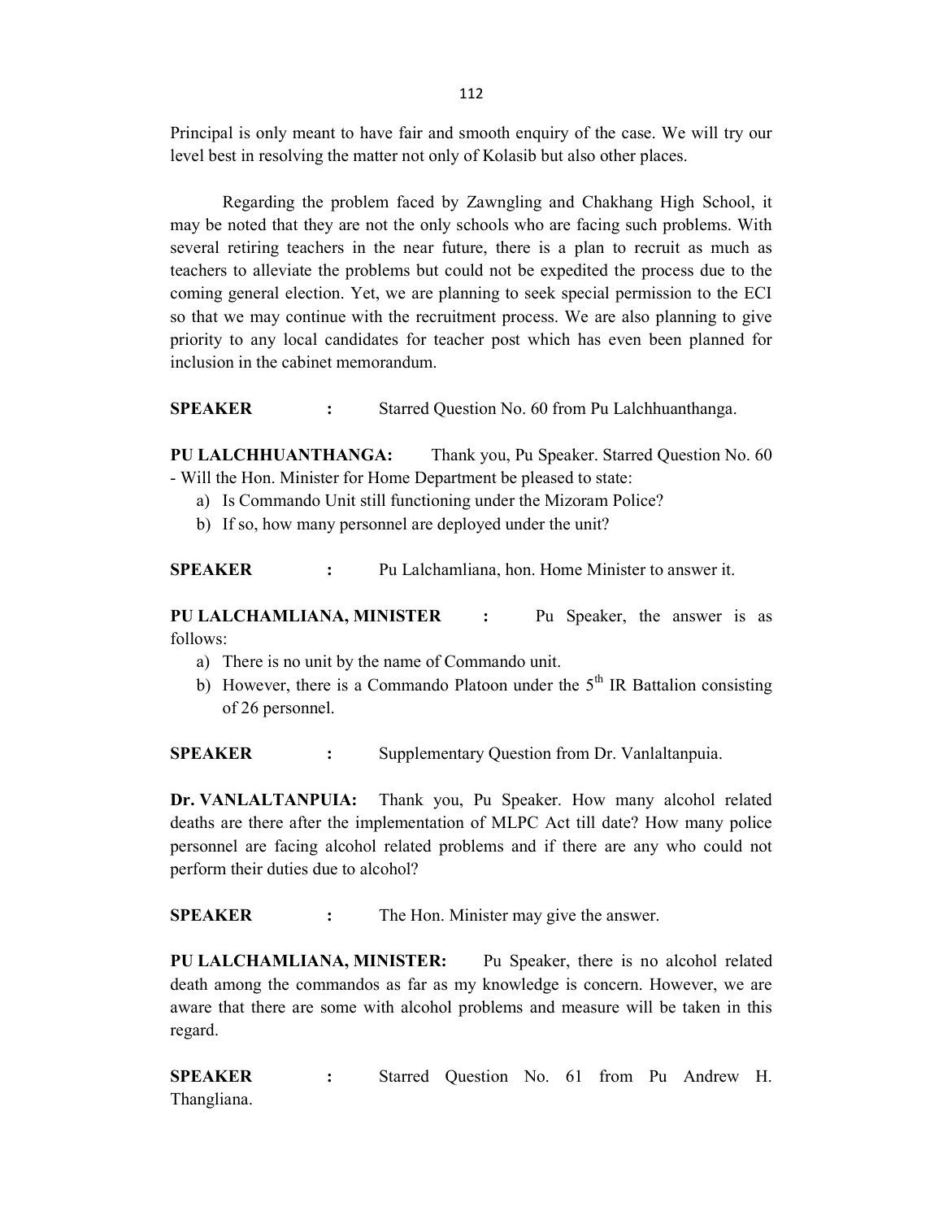Principal is only meant to have fair and smooth enquiry of the case. We will try our level best in resolving the matter not only of Kolasib but also other places.

Regarding the problem faced by Zawngling and Chakhang High School, it may be noted that they are not the only schools who are facing such problems. With several retiring teachers in the near future, there is a plan to recruit as much as teachers to alleviate the problems but could not be expedited the process due to the coming general election. Yet, we are planning to seek special permission to the ECI so that we may continue with the recruitment process. We are also planning to give priority to any local candidates for teacher post which has even been planned for inclusion in the cabinet memorandum.

**SPEAKER** : Starred Question No. 60 from Pu Lalchhuanthanga.

**PU LALCHHUANTHANGA:** Thank you, Pu Speaker. Starred Question No. 60 - Will the Hon. Minister for Home Department be pleased to state:

a) Is Commando Unit still functioning under the Mizoram Police?
b) If so, how many personnel are deployed under the unit?

**SPEAKER** : Pu Lalchamliana, hon. Home Minister to answer it.

**PU LALCHAMLIANA, MINISTER** : Pu Speaker, the answer is as follows:

a) There is no unit by the name of Commando unit.
b) However, there is a Commando Platoon under the 5th IR Battalion consisting of 26 personnel.

**SPEAKER** : Supplementary Question from Dr. Vanlaltanpuia.

**Dr. VANLALTANPUIA:** Thank you, Pu Speaker. How many alcohol related deaths are there after the implementation of MLPC Act till date? How many police personnel are facing alcohol related problems and if there are any who could not perform their duties due to alcohol?

**SPEAKER** : The Hon. Minister may give the answer.

**PU LALCHAMLIANA, MINISTER:** Pu Speaker, there is no alcohol related death among the commandos as far as my knowledge is concern. However, we are aware that there are some with alcohol problems and measure will be taken in this regard.

**SPEAKER** : Starred Question No. 61 from Pu Andrew H. Thangliana.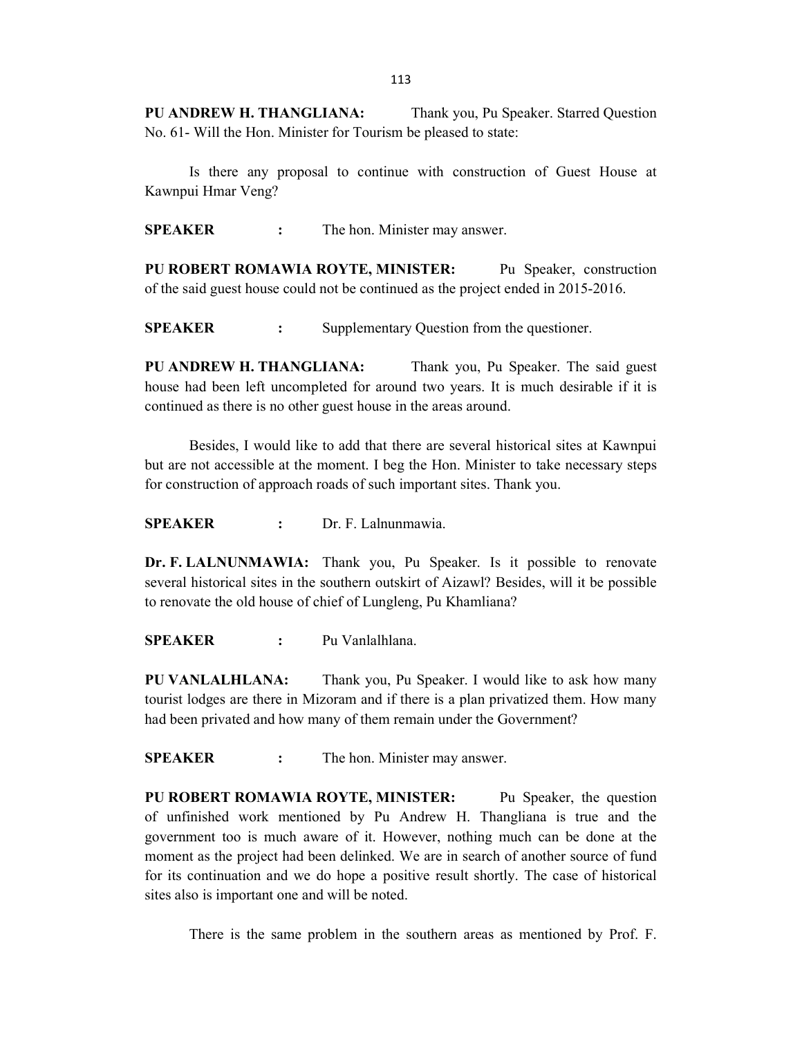**PU ANDREW H. THANGLIANA:** Thank you, Pu Speaker. Starred Question No. 61- Will the Hon. Minister for Tourism be pleased to state:

Is there any proposal to continue with construction of Guest House at Kawnpui Hmar Veng?

**SPEAKER :** The hon. Minister may answer.

**PU ROBERT ROMAWIA ROYTE, MINISTER:** Pu Speaker, construction of the said guest house could not be continued as the project ended in 2015-2016.

**SPEAKER :** Supplementary Question from the questioner.

**PU ANDREW H. THANGLIANA:** Thank you, Pu Speaker. The said guest house had been left uncompleted for around two years. It is much desirable if it is continued as there is no other guest house in the areas around.

Besides, I would like to add that there are several historical sites at Kawnpui but are not accessible at the moment. I beg the Hon. Minister to take necessary steps for construction of approach roads of such important sites. Thank you.

**SPEAKER :** Dr. F. Lalnunmawia.

**Dr. F. LALNUNMAWIA:** Thank you, Pu Speaker. Is it possible to renovate several historical sites in the southern outskirt of Aizawl? Besides, will it be possible to renovate the old house of chief of Lungleng, Pu Khamliana?

**SPEAKER :** Pu Vanlalhlana.

**PU VANLALHLANA:** Thank you, Pu Speaker. I would like to ask how many tourist lodges are there in Mizoram and if there is a plan privatized them. How many had been privated and how many of them remain under the Government?

**SPEAKER :** The hon. Minister may answer.

**PU ROBERT ROMAWIA ROYTE, MINISTER:** Pu Speaker, the question of unfinished work mentioned by Pu Andrew H. Thangliana is true and the government too is much aware of it. However, nothing much can be done at the moment as the project had been delinked. We are in search of another source of fund for its continuation and we do hope a positive result shortly. The case of historical sites also is important one and will be noted.

There is the same problem in the southern areas as mentioned by Prof. F.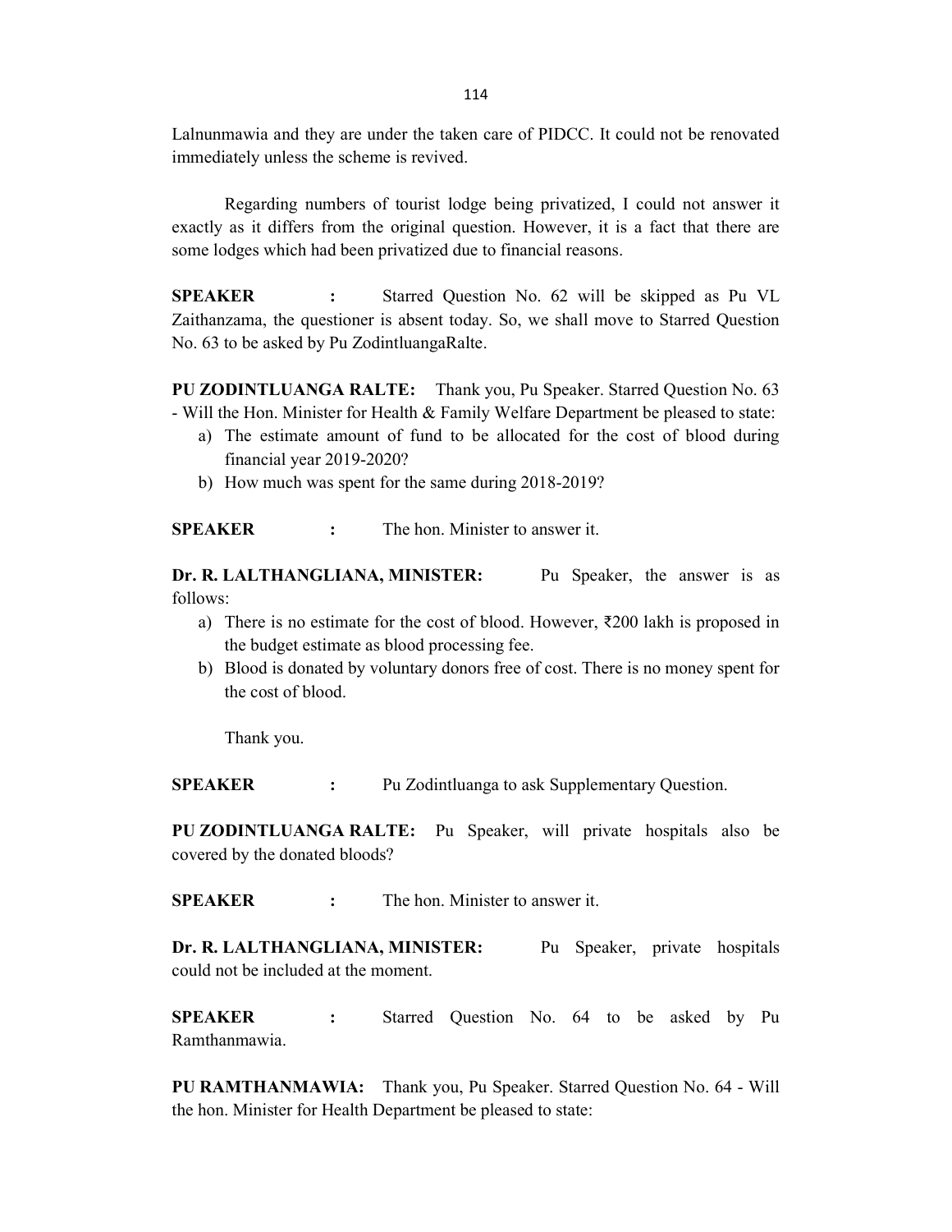Lalnunmawia and they are under the taken care of PIDCC. It could not be renovated immediately unless the scheme is revived.

Regarding numbers of tourist lodge being privatized, I could not answer it exactly as it differs from the original question. However, it is a fact that there are some lodges which had been privatized due to financial reasons.

**SPEAKER :** Starred Question No. 62 will be skipped as Pu VL Zaithanzama, the questioner is absent today. So, we shall move to Starred Question No. 63 to be asked by Pu ZodintluangaRalte.

**PU ZODINTLUANGA RALTE:** Thank you, Pu Speaker. Starred Question No. 63 - Will the Hon. Minister for Health & Family Welfare Department be pleased to state:

a) The estimate amount of fund to be allocated for the cost of blood during financial year 2019-2020?
b) How much was spent for the same during 2018-2019?

**SPEAKER :** The hon. Minister to answer it.

**Dr. R. LALTHANGLIANA, MINISTER:** Pu Speaker, the answer is as follows:

a) There is no estimate for the cost of blood. However, ₹200 lakh is proposed in the budget estimate as blood processing fee.
b) Blood is donated by voluntary donors free of cost. There is no money spent for the cost of blood.

Thank you.

**SPEAKER :** Pu Zodintluanga to ask Supplementary Question.

**PU ZODINTLUANGA RALTE:** Pu Speaker, will private hospitals also be covered by the donated bloods?

**SPEAKER :** The hon. Minister to answer it.

**Dr. R. LALTHANGLIANA, MINISTER:** Pu Speaker, private hospitals could not be included at the moment.

**SPEAKER :** Starred Question No. 64 to be asked by Pu Ramthanmawia.

**PU RAMTHANMAWIA:** Thank you, Pu Speaker. Starred Question No. 64 - Will the hon. Minister for Health Department be pleased to state: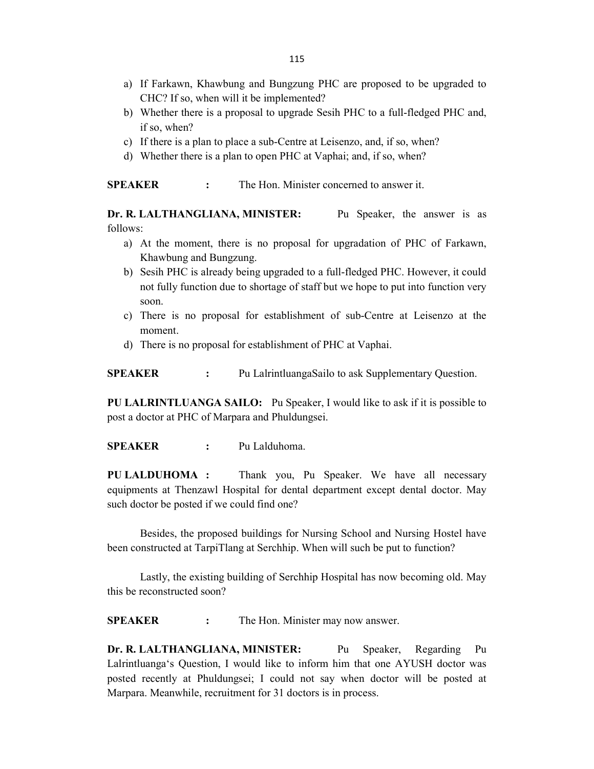a) If Farkawn, Khawbung and Bungzung PHC are proposed to be upgraded to CHC? If so, when will it be implemented?
b) Whether there is a proposal to upgrade Sesih PHC to a full-fledged PHC and, if so, when?
c) If there is a plan to place a sub-Centre at Leisenzo, and, if so, when?
d) Whether there is a plan to open PHC at Vaphai; and, if so, when?

**SPEAKER :** The Hon. Minister concerned to answer it.

**Dr. R. LALTHANGLIANA, MINISTER:** Pu Speaker, the answer is as follows:

a) At the moment, there is no proposal for upgradation of PHC of Farkawn, Khawbung and Bungzung.
b) Sesih PHC is already being upgraded to a full-fledged PHC. However, it could not fully function due to shortage of staff but we hope to put into function very soon.
c) There is no proposal for establishment of sub-Centre at Leisenzo at the moment.
d) There is no proposal for establishment of PHC at Vaphai.

**SPEAKER :** Pu LalrintluangaSailo to ask Supplementary Question.

**PU LALRINTLUANGA SAILO:** Pu Speaker, I would like to ask if it is possible to post a doctor at PHC of Marpara and Phuldungsei.

**SPEAKER :** Pu Lalduhoma.

**PU LALDUHOMA :** Thank you, Pu Speaker. We have all necessary equipments at Thenzawl Hospital for dental department except dental doctor. May such doctor be posted if we could find one?

Besides, the proposed buildings for Nursing School and Nursing Hostel have been constructed at TarpiTlang at Serchhip. When will such be put to function?

Lastly, the existing building of Serchhip Hospital has now becoming old. May this be reconstructed soon?

**SPEAKER :** The Hon. Minister may now answer.

**Dr. R. LALTHANGLIANA, MINISTER:** Pu Speaker, Regarding Pu Lalrintluanga's Question, I would like to inform him that one AYUSH doctor was posted recently at Phuldungsei; I could not say when doctor will be posted at Marpara. Meanwhile, recruitment for 31 doctors is in process.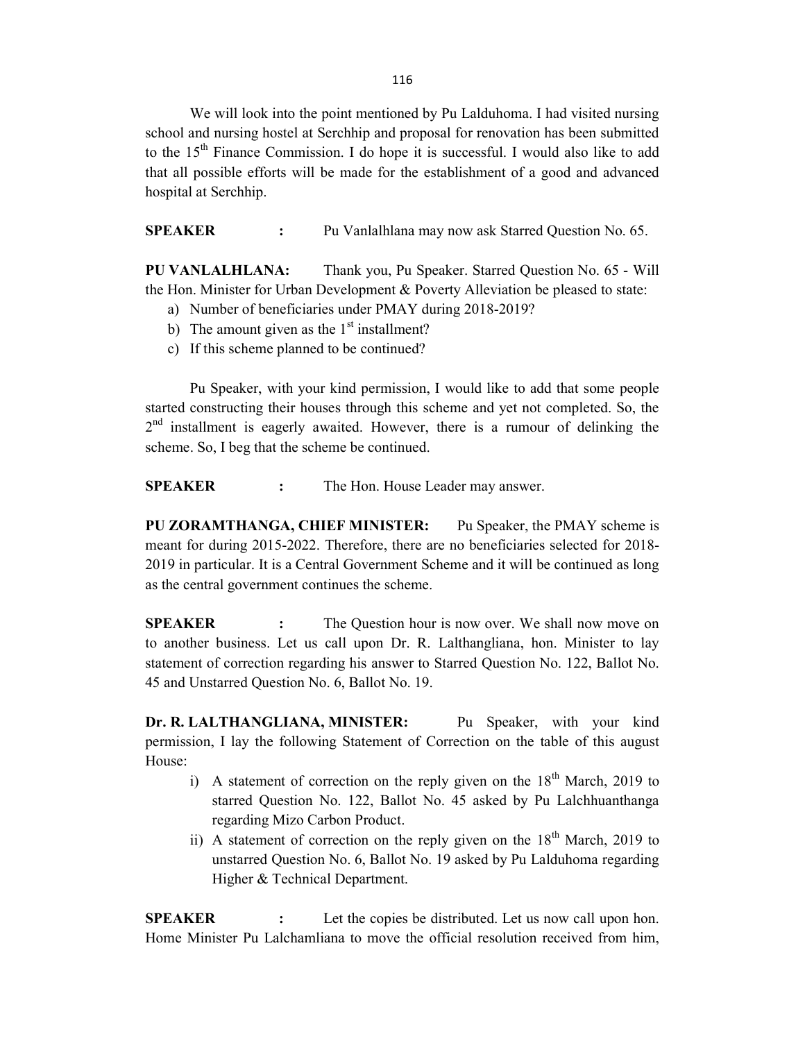We will look into the point mentioned by Pu Lalduhoma. I had visited nursing school and nursing hostel at Serchhip and proposal for renovation has been submitted to the 15th Finance Commission. I do hope it is successful. I would also like to add that all possible efforts will be made for the establishment of a good and advanced hospital at Serchhip.

**SPEAKER :** Pu Vanlalhlana may now ask Starred Question No. 65.

**PU VANLALHLANA:** Thank you, Pu Speaker. Starred Question No. 65 - Will the Hon. Minister for Urban Development & Poverty Alleviation be pleased to state:

a) Number of beneficiaries under PMAY during 2018-2019?
b) The amount given as the 1st installment?
c) If this scheme planned to be continued?

Pu Speaker, with your kind permission, I would like to add that some people started constructing their houses through this scheme and yet not completed. So, the 2nd installment is eagerly awaited. However, there is a rumour of delinking the scheme. So, I beg that the scheme be continued.

**SPEAKER :** The Hon. House Leader may answer.

**PU ZORAMTHANGA, CHIEF MINISTER:** Pu Speaker, the PMAY scheme is meant for during 2015-2022. Therefore, there are no beneficiaries selected for 2018-2019 in particular. It is a Central Government Scheme and it will be continued as long as the central government continues the scheme.

**SPEAKER :** The Question hour is now over. We shall now move on to another business. Let us call upon Dr. R. Lalthangliana, hon. Minister to lay statement of correction regarding his answer to Starred Question No. 122, Ballot No. 45 and Unstarred Question No. 6, Ballot No. 19.

**Dr. R. LALTHANGLIANA, MINISTER:** Pu Speaker, with your kind permission, I lay the following Statement of Correction on the table of this august House:

i) A statement of correction on the reply given on the 18th March, 2019 to starred Question No. 122, Ballot No. 45 asked by Pu Lalchhuanthanga regarding Mizo Carbon Product.
ii) A statement of correction on the reply given on the 18th March, 2019 to unstarred Question No. 6, Ballot No. 19 asked by Pu Lalduhoma regarding Higher & Technical Department.

**SPEAKER :** Let the copies be distributed. Let us now call upon hon. Home Minister Pu Lalchamliana to move the official resolution received from him,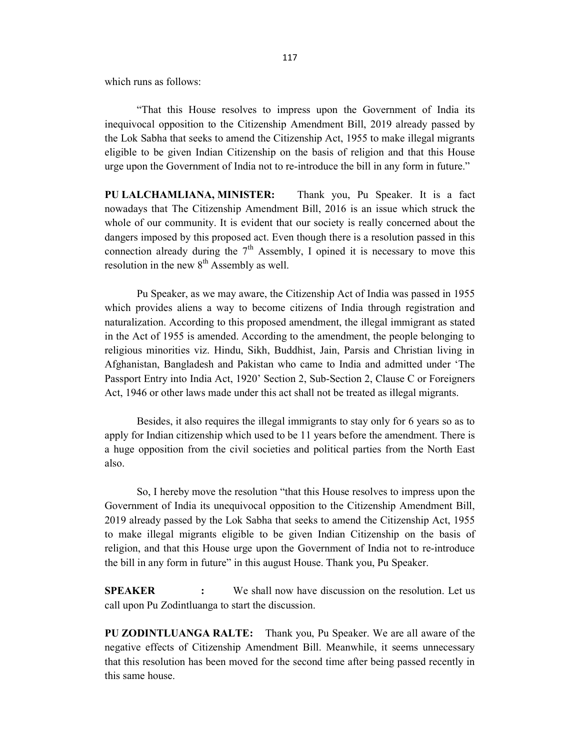which runs as follows:

"That this House resolves to impress upon the Government of India its inequivocal opposition to the Citizenship Amendment Bill, 2019 already passed by the Lok Sabha that seeks to amend the Citizenship Act, 1955 to make illegal migrants eligible to be given Indian Citizenship on the basis of religion and that this House urge upon the Government of India not to re-introduce the bill in any form in future."

**PU LALCHAMLIANA, MINISTER:** Thank you, Pu Speaker. It is a fact nowadays that The Citizenship Amendment Bill, 2016 is an issue which struck the whole of our community. It is evident that our society is really concerned about the dangers imposed by this proposed act. Even though there is a resolution passed in this connection already during the 7th Assembly, I opined it is necessary to move this resolution in the new 8th Assembly as well.

Pu Speaker, as we may aware, the Citizenship Act of India was passed in 1955 which provides aliens a way to become citizens of India through registration and naturalization. According to this proposed amendment, the illegal immigrant as stated in the Act of 1955 is amended. According to the amendment, the people belonging to religious minorities viz. Hindu, Sikh, Buddhist, Jain, Parsis and Christian living in Afghanistan, Bangladesh and Pakistan who came to India and admitted under 'The Passport Entry into India Act, 1920' Section 2, Sub-Section 2, Clause C or Foreigners Act, 1946 or other laws made under this act shall not be treated as illegal migrants.

Besides, it also requires the illegal immigrants to stay only for 6 years so as to apply for Indian citizenship which used to be 11 years before the amendment. There is a huge opposition from the civil societies and political parties from the North East also.

So, I hereby move the resolution "that this House resolves to impress upon the Government of India its unequivocal opposition to the Citizenship Amendment Bill, 2019 already passed by the Lok Sabha that seeks to amend the Citizenship Act, 1955 to make illegal migrants eligible to be given Indian Citizenship on the basis of religion, and that this House urge upon the Government of India not to re-introduce the bill in any form in future" in this august House. Thank you, Pu Speaker.

**SPEAKER :** We shall now have discussion on the resolution. Let us call upon Pu Zodintluanga to start the discussion.

**PU ZODINTLUANGA RALTE:** Thank you, Pu Speaker. We are all aware of the negative effects of Citizenship Amendment Bill. Meanwhile, it seems unnecessary that this resolution has been moved for the second time after being passed recently in this same house.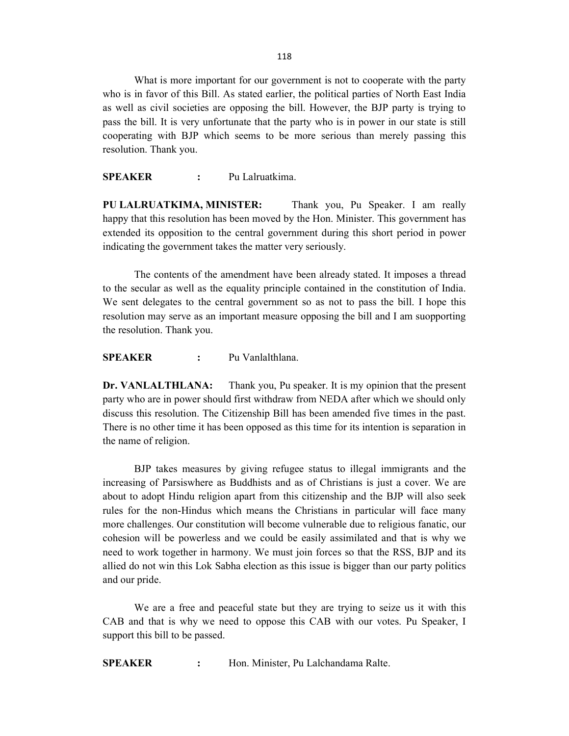What is more important for our government is not to cooperate with the party who is in favor of this Bill. As stated earlier, the political parties of North East India as well as civil societies are opposing the bill. However, the BJP party is trying to pass the bill. It is very unfortunate that the party who is in power in our state is still cooperating with BJP which seems to be more serious than merely passing this resolution. Thank you.

**SPEAKER : ** Pu Lalruatkima.

**PU LALRUATKIMA, MINISTER:** Thank you, Pu Speaker. I am really happy that this resolution has been moved by the Hon. Minister. This government has extended its opposition to the central government during this short period in power indicating the government takes the matter very seriously.

The contents of the amendment have been already stated. It imposes a thread to the secular as well as the equality principle contained in the constitution of India. We sent delegates to the central government so as not to pass the bill. I hope this resolution may serve as an important measure opposing the bill and I am suopporting the resolution. Thank you.

**SPEAKER : ** Pu Vanlalthlana.

**Dr. VANLALTHLANA:** Thank you, Pu speaker. It is my opinion that the present party who are in power should first withdraw from NEDA after which we should only discuss this resolution. The Citizenship Bill has been amended five times in the past. There is no other time it has been opposed as this time for its intention is separation in the name of religion.

BJP takes measures by giving refugee status to illegal immigrants and the increasing of Parsiswhere as Buddhists and as of Christians is just a cover. We are about to adopt Hindu religion apart from this citizenship and the BJP will also seek rules for the non-Hindus which means the Christians in particular will face many more challenges. Our constitution will become vulnerable due to religious fanatic, our cohesion will be powerless and we could be easily assimilated and that is why we need to work together in harmony. We must join forces so that the RSS, BJP and its allied do not win this Lok Sabha election as this issue is bigger than our party politics and our pride.

We are a free and peaceful state but they are trying to seize us it with this CAB and that is why we need to oppose this CAB with our votes. Pu Speaker, I support this bill to be passed.

**SPEAKER : ** Hon. Minister, Pu Lalchandama Ralte.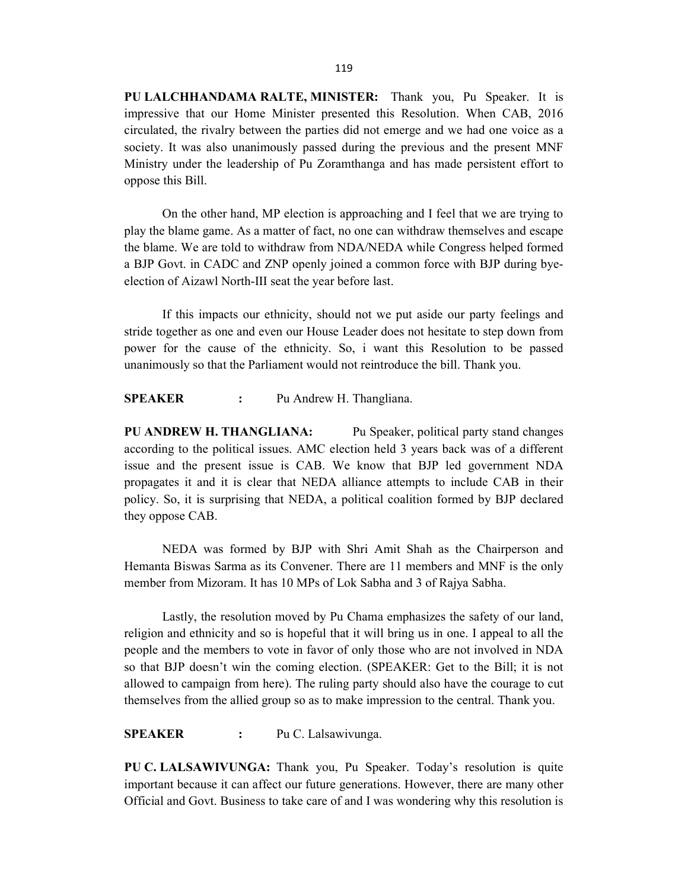**PU LALCHHANDAMA RALTE, MINISTER:** Thank you, Pu Speaker. It is impressive that our Home Minister presented this Resolution. When CAB, 2016 circulated, the rivalry between the parties did not emerge and we had one voice as a society. It was also unanimously passed during the previous and the present MNF Ministry under the leadership of Pu Zoramthanga and has made persistent effort to oppose this Bill.

On the other hand, MP election is approaching and I feel that we are trying to play the blame game. As a matter of fact, no one can withdraw themselves and escape the blame. We are told to withdraw from NDA/NEDA while Congress helped formed a BJP Govt. in CADC and ZNP openly joined a common force with BJP during bye-election of Aizawl North-III seat the year before last.

If this impacts our ethnicity, should not we put aside our party feelings and stride together as one and even our House Leader does not hesitate to step down from power for the cause of the ethnicity. So, i want this Resolution to be passed unanimously so that the Parliament would not reintroduce the bill. Thank you.

**SPEAKER :** Pu Andrew H. Thangliana.

**PU ANDREW H. THANGLIANA:** Pu Speaker, political party stand changes according to the political issues. AMC election held 3 years back was of a different issue and the present issue is CAB. We know that BJP led government NDA propagates it and it is clear that NEDA alliance attempts to include CAB in their policy. So, it is surprising that NEDA, a political coalition formed by BJP declared they oppose CAB.

NEDA was formed by BJP with Shri Amit Shah as the Chairperson and Hemanta Biswas Sarma as its Convener. There are 11 members and MNF is the only member from Mizoram. It has 10 MPs of Lok Sabha and 3 of Rajya Sabha.

Lastly, the resolution moved by Pu Chama emphasizes the safety of our land, religion and ethnicity and so is hopeful that it will bring us in one. I appeal to all the people and the members to vote in favor of only those who are not involved in NDA so that BJP doesn't win the coming election. (SPEAKER: Get to the Bill; it is not allowed to campaign from here). The ruling party should also have the courage to cut themselves from the allied group so as to make impression to the central. Thank you.

**SPEAKER :** Pu C. Lalsawivunga.

**PU C. LALSAWIVUNGA:** Thank you, Pu Speaker. Today's resolution is quite important because it can affect our future generations. However, there are many other Official and Govt. Business to take care of and I was wondering why this resolution is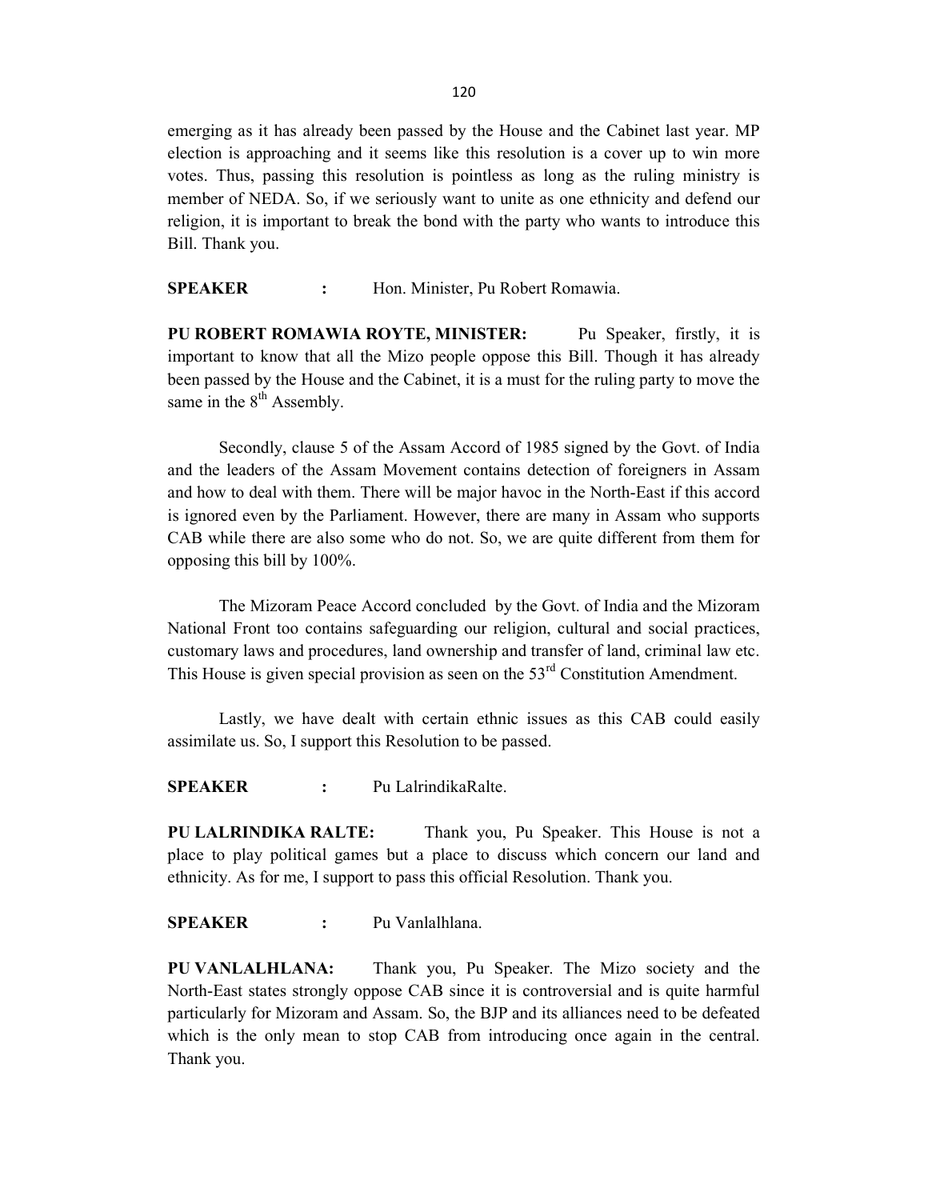emerging as it has already been passed by the House and the Cabinet last year. MP election is approaching and it seems like this resolution is a cover up to win more votes. Thus, passing this resolution is pointless as long as the ruling ministry is member of NEDA. So, if we seriously want to unite as one ethnicity and defend our religion, it is important to break the bond with the party who wants to introduce this Bill. Thank you.

**SPEAKER :** Hon. Minister, Pu Robert Romawia.

**PU ROBERT ROMAWIA ROYTE, MINISTER:** Pu Speaker, firstly, it is important to know that all the Mizo people oppose this Bill. Though it has already been passed by the House and the Cabinet, it is a must for the ruling party to move the same in the 8th Assembly.

Secondly, clause 5 of the Assam Accord of 1985 signed by the Govt. of India and the leaders of the Assam Movement contains detection of foreigners in Assam and how to deal with them. There will be major havoc in the North-East if this accord is ignored even by the Parliament. However, there are many in Assam who supports CAB while there are also some who do not. So, we are quite different from them for opposing this bill by 100%.

The Mizoram Peace Accord concluded by the Govt. of India and the Mizoram National Front too contains safeguarding our religion, cultural and social practices, customary laws and procedures, land ownership and transfer of land, criminal law etc. This House is given special provision as seen on the 53rd Constitution Amendment.

Lastly, we have dealt with certain ethnic issues as this CAB could easily assimilate us. So, I support this Resolution to be passed.

**SPEAKER :** Pu LalrindikaRalte.

**PU LALRINDIKA RALTE:** Thank you, Pu Speaker. This House is not a place to play political games but a place to discuss which concern our land and ethnicity. As for me, I support to pass this official Resolution. Thank you.

**SPEAKER :** Pu Vanlalhlana.

**PU VANLALHLANA:** Thank you, Pu Speaker. The Mizo society and the North-East states strongly oppose CAB since it is controversial and is quite harmful particularly for Mizoram and Assam. So, the BJP and its alliances need to be defeated which is the only mean to stop CAB from introducing once again in the central. Thank you.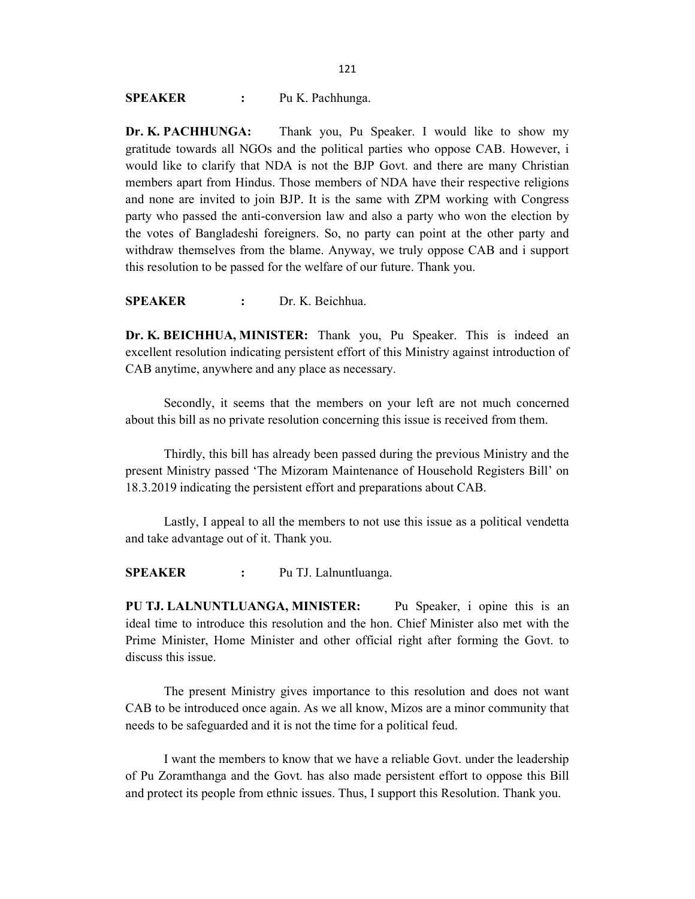**SPEAKER : Pu K. Pachhunga.**

**Dr. K. PACHHUNGA:** Thank you, Pu Speaker. I would like to show my gratitude towards all NGOs and the political parties who oppose CAB. However, i would like to clarify that NDA is not the BJP Govt. and there are many Christian members apart from Hindus. Those members of NDA have their respective religions and none are invited to join BJP. It is the same with ZPM working with Congress party who passed the anti-conversion law and also a party who won the election by the votes of Bangladeshi foreigners. So, no party can point at the other party and withdraw themselves from the blame. Anyway, we truly oppose CAB and i support this resolution to be passed for the welfare of our future. Thank you.

**SPEAKER : Dr. K. Beichhua.**

**Dr. K. BEICHHUA, MINISTER:** Thank you, Pu Speaker. This is indeed an excellent resolution indicating persistent effort of this Ministry against introduction of CAB anytime, anywhere and any place as necessary.

Secondly, it seems that the members on your left are not much concerned about this bill as no private resolution concerning this issue is received from them.

Thirdly, this bill has already been passed during the previous Ministry and the present Ministry passed 'The Mizoram Maintenance of Household Registers Bill' on 18.3.2019 indicating the persistent effort and preparations about CAB.

Lastly, I appeal to all the members to not use this issue as a political vendetta and take advantage out of it. Thank you.

**SPEAKER : Pu TJ. Lalnuntluanga.**

**PU TJ. LALNUNTLUANGA, MINISTER:** Pu Speaker, i opine this is an ideal time to introduce this resolution and the hon. Chief Minister also met with the Prime Minister, Home Minister and other official right after forming the Govt. to discuss this issue.

The present Ministry gives importance to this resolution and does not want CAB to be introduced once again. As we all know, Mizos are a minor community that needs to be safeguarded and it is not the time for a political feud.

I want the members to know that we have a reliable Govt. under the leadership of Pu Zoramthanga and the Govt. has also made persistent effort to oppose this Bill and protect its people from ethnic issues. Thus, I support this Resolution. Thank you.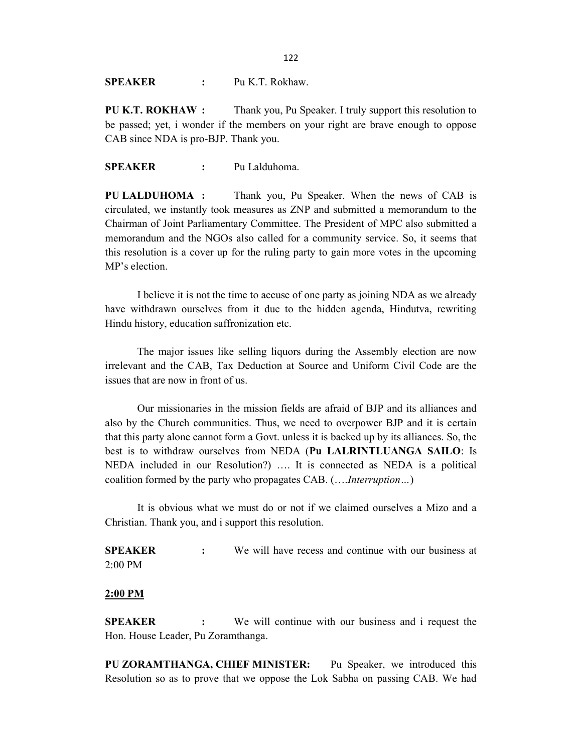**SPEAKER :** Pu K.T. Rokhaw.

**PU K.T. ROKHAW :** Thank you, Pu Speaker. I truly support this resolution to be passed; yet, i wonder if the members on your right are brave enough to oppose CAB since NDA is pro-BJP. Thank you.

**SPEAKER :** Pu Lalduhoma.

**PU LALDUHOMA :** Thank you, Pu Speaker. When the news of CAB is circulated, we instantly took measures as ZNP and submitted a memorandum to the Chairman of Joint Parliamentary Committee. The President of MPC also submitted a memorandum and the NGOs also called for a community service. So, it seems that this resolution is a cover up for the ruling party to gain more votes in the upcoming MP's election.

I believe it is not the time to accuse of one party as joining NDA as we already have withdrawn ourselves from it due to the hidden agenda, Hindutva, rewriting Hindu history, education saffronization etc.

The major issues like selling liquors during the Assembly election are now irrelevant and the CAB, Tax Deduction at Source and Uniform Civil Code are the issues that are now in front of us.

Our missionaries in the mission fields are afraid of BJP and its alliances and also by the Church communities. Thus, we need to overpower BJP and it is certain that this party alone cannot form a Govt. unless it is backed up by its alliances. So, the best is to withdraw ourselves from NEDA (**Pu LALRINTLUANGA SAILO**: Is NEDA included in our Resolution?) …. It is connected as NEDA is a political coalition formed by the party who propagates CAB. (….*Interruption…*)

It is obvious what we must do or not if we claimed ourselves a Mizo and a Christian. Thank you, and i support this resolution.

**SPEAKER :** We will have recess and continue with our business at 2:00 PM

**<u>2:00 PM</u>**

**SPEAKER :** We will continue with our business and i request the Hon. House Leader, Pu Zoramthanga.

**PU ZORAMTHANGA, CHIEF MINISTER:** Pu Speaker, we introduced this Resolution so as to prove that we oppose the Lok Sabha on passing CAB. We had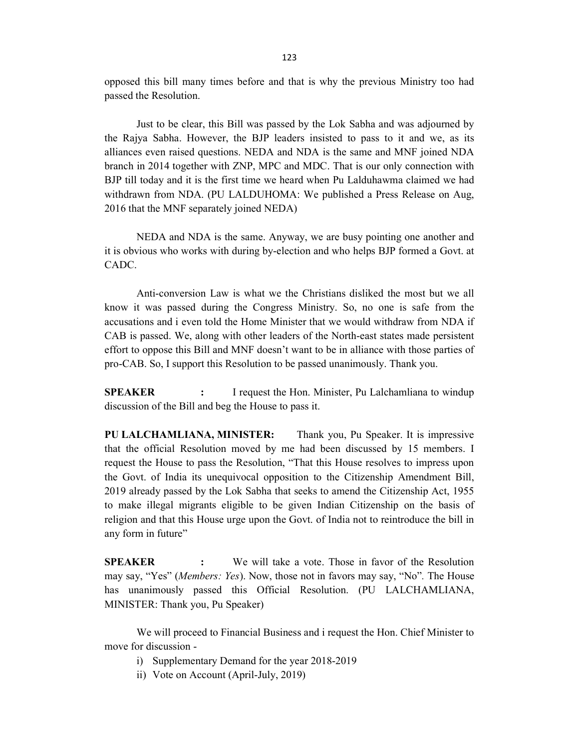opposed this bill many times before and that is why the previous Ministry too had passed the Resolution.

Just to be clear, this Bill was passed by the Lok Sabha and was adjourned by the Rajya Sabha. However, the BJP leaders insisted to pass to it and we, as its alliances even raised questions. NEDA and NDA is the same and MNF joined NDA branch in 2014 together with ZNP, MPC and MDC. That is our only connection with BJP till today and it is the first time we heard when Pu Lalduhawma claimed we had withdrawn from NDA. (PU LALDUHOMA: We published a Press Release on Aug, 2016 that the MNF separately joined NEDA)

NEDA and NDA is the same. Anyway, we are busy pointing one another and it is obvious who works with during by-election and who helps BJP formed a Govt. at CADC.

Anti-conversion Law is what we the Christians disliked the most but we all know it was passed during the Congress Ministry. So, no one is safe from the accusations and i even told the Home Minister that we would withdraw from NDA if CAB is passed. We, along with other leaders of the North-east states made persistent effort to oppose this Bill and MNF doesn't want to be in alliance with those parties of pro-CAB. So, I support this Resolution to be passed unanimously. Thank you.

**SPEAKER :** I request the Hon. Minister, Pu Lalchamliana to windup discussion of the Bill and beg the House to pass it.

**PU LALCHAMLIANA, MINISTER:** Thank you, Pu Speaker. It is impressive that the official Resolution moved by me had been discussed by 15 members. I request the House to pass the Resolution, "That this House resolves to impress upon the Govt. of India its unequivocal opposition to the Citizenship Amendment Bill, 2019 already passed by the Lok Sabha that seeks to amend the Citizenship Act, 1955 to make illegal migrants eligible to be given Indian Citizenship on the basis of religion and that this House urge upon the Govt. of India not to reintroduce the bill in any form in future"

**SPEAKER :** We will take a vote. Those in favor of the Resolution may say, "Yes" (*Members: Yes*). Now, those not in favors may say, "No". The House has unanimously passed this Official Resolution. (PU LALCHAMLIANA, MINISTER: Thank you, Pu Speaker)

We will proceed to Financial Business and i request the Hon. Chief Minister to move for discussion -

i) Supplementary Demand for the year 2018-2019
ii) Vote on Account (April-July, 2019)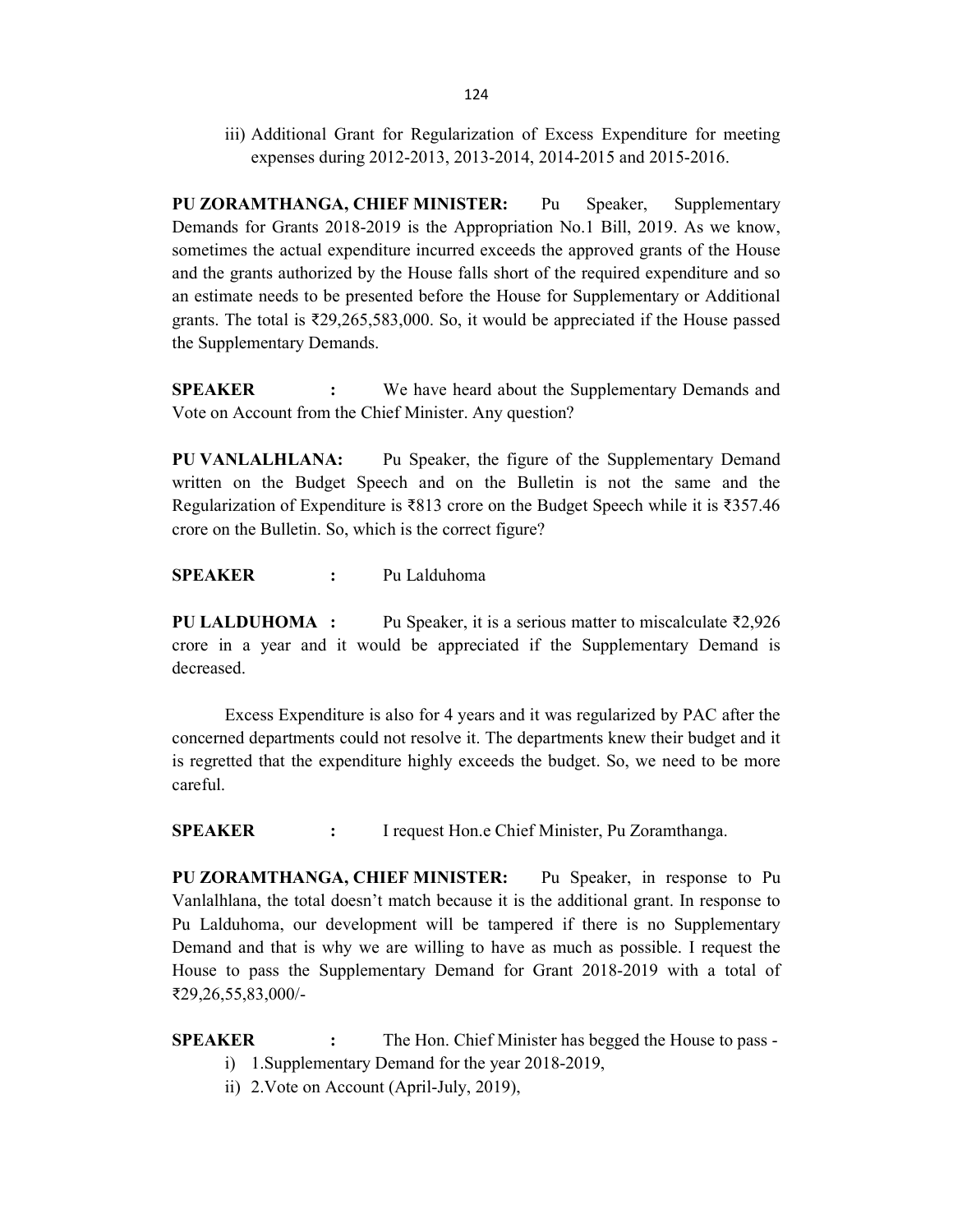iii) Additional Grant for Regularization of Excess Expenditure for meeting expenses during 2012-2013, 2013-2014, 2014-2015 and 2015-2016.

**PU ZORAMTHANGA, CHIEF MINISTER:** Pu Speaker, Supplementary Demands for Grants 2018-2019 is the Appropriation No.1 Bill, 2019. As we know, sometimes the actual expenditure incurred exceeds the approved grants of the House and the grants authorized by the House falls short of the required expenditure and so an estimate needs to be presented before the House for Supplementary or Additional grants. The total is ₹29,265,583,000. So, it would be appreciated if the House passed the Supplementary Demands.

**SPEAKER :** We have heard about the Supplementary Demands and Vote on Account from the Chief Minister. Any question?

**PU VANLALHLANA:** Pu Speaker, the figure of the Supplementary Demand written on the Budget Speech and on the Bulletin is not the same and the Regularization of Expenditure is ₹813 crore on the Budget Speech while it is ₹357.46 crore on the Bulletin. So, which is the correct figure?

**SPEAKER :** Pu Lalduhoma

**PU LALDUHOMA :** Pu Speaker, it is a serious matter to miscalculate ₹2,926 crore in a year and it would be appreciated if the Supplementary Demand is decreased.

Excess Expenditure is also for 4 years and it was regularized by PAC after the concerned departments could not resolve it. The departments knew their budget and it is regretted that the expenditure highly exceeds the budget. So, we need to be more careful.

**SPEAKER :** I request Hon.e Chief Minister, Pu Zoramthanga.

**PU ZORAMTHANGA, CHIEF MINISTER:** Pu Speaker, in response to Pu Vanlalhlana, the total doesn't match because it is the additional grant. In response to Pu Lalduhoma, our development will be tampered if there is no Supplementary Demand and that is why we are willing to have as much as possible. I request the House to pass the Supplementary Demand for Grant 2018-2019 with a total of ₹29,26,55,83,000/-

**SPEAKER :** The Hon. Chief Minister has begged the House to pass -

i) 1.Supplementary Demand for the year 2018-2019,

ii) 2.Vote on Account (April-July, 2019),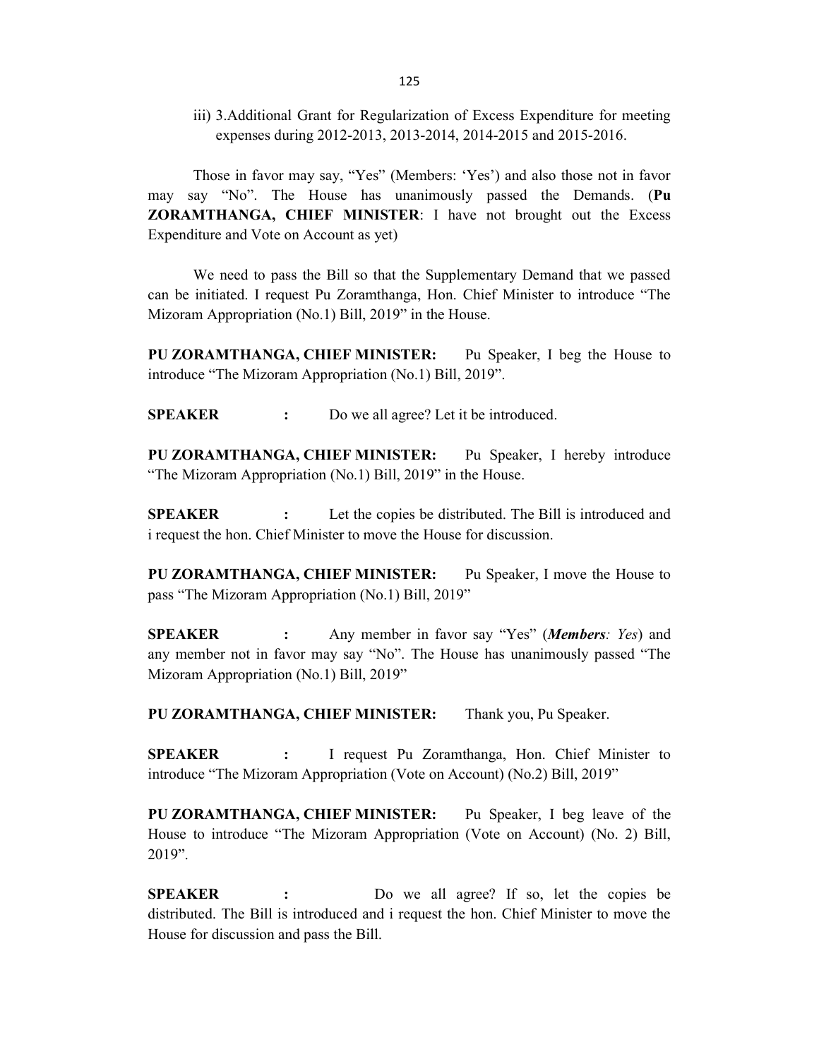iii) 3.Additional Grant for Regularization of Excess Expenditure for meeting expenses during 2012-2013, 2013-2014, 2014-2015 and 2015-2016.

Those in favor may say, "Yes" (Members: 'Yes') and also those not in favor may say "No". The House has unanimously passed the Demands. (**Pu ZORAMTHANGA, CHIEF MINISTER**: I have not brought out the Excess Expenditure and Vote on Account as yet)

We need to pass the Bill so that the Supplementary Demand that we passed can be initiated. I request Pu Zoramthanga, Hon. Chief Minister to introduce "The Mizoram Appropriation (No.1) Bill, 2019" in the House.

**PU ZORAMTHANGA, CHIEF MINISTER:** Pu Speaker, I beg the House to introduce "The Mizoram Appropriation (No.1) Bill, 2019".

**SPEAKER :** Do we all agree? Let it be introduced.

**PU ZORAMTHANGA, CHIEF MINISTER:** Pu Speaker, I hereby introduce "The Mizoram Appropriation (No.1) Bill, 2019" in the House.

**SPEAKER :** Let the copies be distributed. The Bill is introduced and i request the hon. Chief Minister to move the House for discussion.

**PU ZORAMTHANGA, CHIEF MINISTER:** Pu Speaker, I move the House to pass "The Mizoram Appropriation (No.1) Bill, 2019"

**SPEAKER :** Any member in favor say "Yes" (***Members**: Yes*) and any member not in favor may say "No". The House has unanimously passed "The Mizoram Appropriation (No.1) Bill, 2019"

**PU ZORAMTHANGA, CHIEF MINISTER:** Thank you, Pu Speaker.

**SPEAKER :** I request Pu Zoramthanga, Hon. Chief Minister to introduce "The Mizoram Appropriation (Vote on Account) (No.2) Bill, 2019"

**PU ZORAMTHANGA, CHIEF MINISTER:** Pu Speaker, I beg leave of the House to introduce "The Mizoram Appropriation (Vote on Account) (No. 2) Bill, 2019".

**SPEAKER :** Do we all agree? If so, let the copies be distributed. The Bill is introduced and i request the hon. Chief Minister to move the House for discussion and pass the Bill.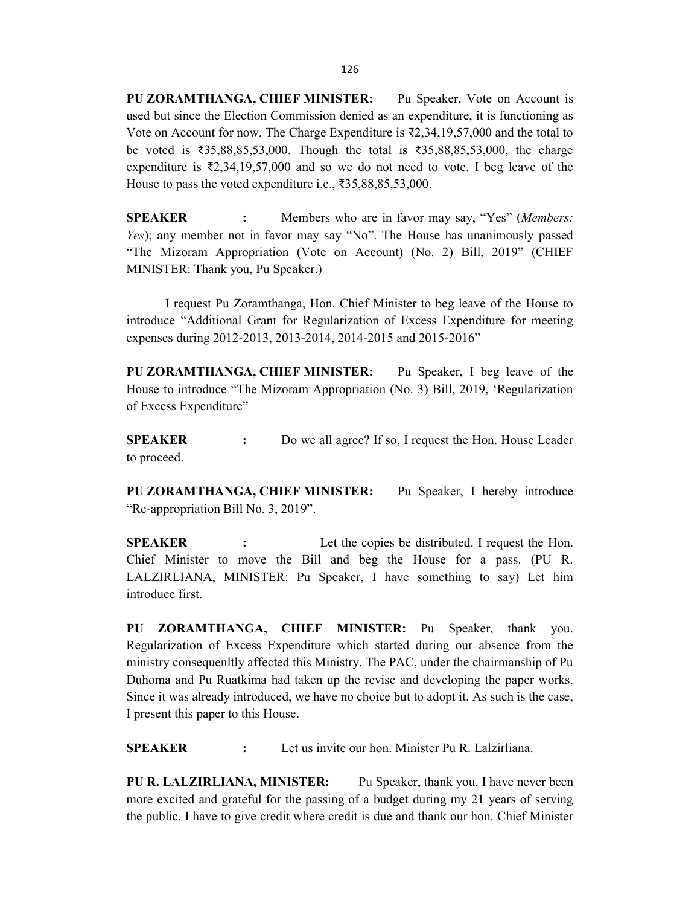**PU ZORAMTHANGA, CHIEF MINISTER:** Pu Speaker, Vote on Account is used but since the Election Commission denied as an expenditure, it is functioning as Vote on Account for now. The Charge Expenditure is ₹2,34,19,57,000 and the total to be voted is ₹35,88,85,53,000. Though the total is ₹35,88,85,53,000, the charge expenditure is ₹2,34,19,57,000 and so we do not need to vote. I beg leave of the House to pass the voted expenditure i.e., ₹35,88,85,53,000.

**SPEAKER :** Members who are in favor may say, "Yes" (*Members: Yes*); any member not in favor may say "No". The House has unanimously passed "The Mizoram Appropriation (Vote on Account) (No. 2) Bill, 2019" (CHIEF MINISTER: Thank you, Pu Speaker.)

I request Pu Zoramthanga, Hon. Chief Minister to beg leave of the House to introduce "Additional Grant for Regularization of Excess Expenditure for meeting expenses during 2012-2013, 2013-2014, 2014-2015 and 2015-2016"

**PU ZORAMTHANGA, CHIEF MINISTER:** Pu Speaker, I beg leave of the House to introduce "The Mizoram Appropriation (No. 3) Bill, 2019, 'Regularization of Excess Expenditure"

**SPEAKER :** Do we all agree? If so, I request the Hon. House Leader to proceed.

**PU ZORAMTHANGA, CHIEF MINISTER:** Pu Speaker, I hereby introduce "Re-appropriation Bill No. 3, 2019".

**SPEAKER :** Let the copies be distributed. I request the Hon. Chief Minister to move the Bill and beg the House for a pass. (PU R. LALZIRLIANA, MINISTER: Pu Speaker, I have something to say) Let him introduce first.

**PU ZORAMTHANGA, CHIEF MINISTER:** Pu Speaker, thank you. Regularization of Excess Expenditure which started during our absence from the ministry consequenltly affected this Ministry. The PAC, under the chairmanship of Pu Duhoma and Pu Ruatkima had taken up the revise and developing the paper works. Since it was already introduced, we have no choice but to adopt it. As such is the case, I present this paper to this House.

**SPEAKER :** Let us invite our hon. Minister Pu R. Lalzirliana.

**PU R. LALZIRLIANA, MINISTER:** Pu Speaker, thank you. I have never been more excited and grateful for the passing of a budget during my 21 years of serving the public. I have to give credit where credit is due and thank our hon. Chief Minister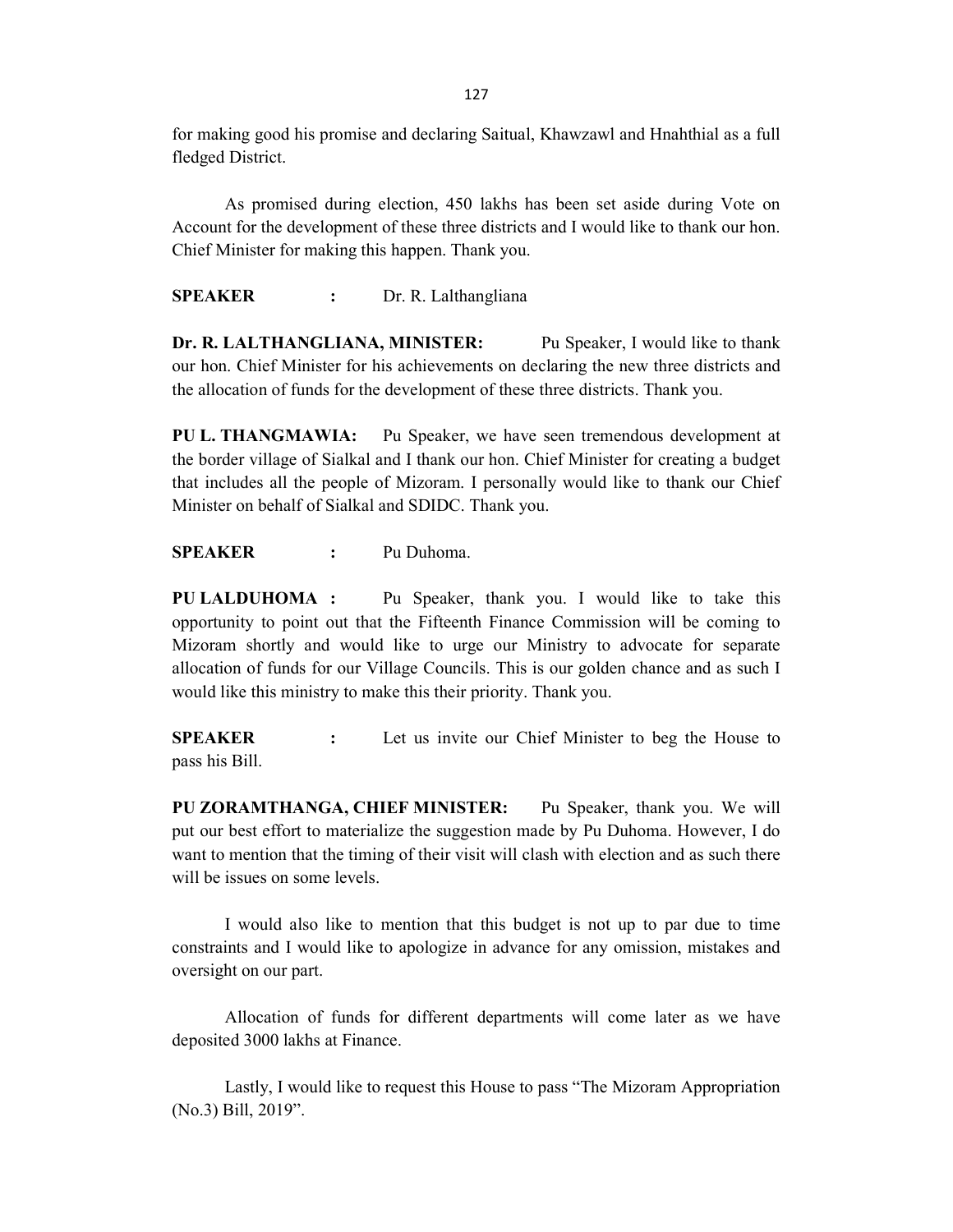for making good his promise and declaring Saitual, Khawzawl and Hnahthial as a full fledged District.

As promised during election, 450 lakhs has been set aside during Vote on Account for the development of these three districts and I would like to thank our hon. Chief Minister for making this happen. Thank you.

**SPEAKER :** Dr. R. Lalthangliana

**Dr. R. LALTHANGLIANA, MINISTER:** Pu Speaker, I would like to thank our hon. Chief Minister for his achievements on declaring the new three districts and the allocation of funds for the development of these three districts. Thank you.

**PU L. THANGMAWIA:** Pu Speaker, we have seen tremendous development at the border village of Sialkal and I thank our hon. Chief Minister for creating a budget that includes all the people of Mizoram. I personally would like to thank our Chief Minister on behalf of Sialkal and SDIDC. Thank you.

**SPEAKER :** Pu Duhoma.

**PU LALDUHOMA :** Pu Speaker, thank you. I would like to take this opportunity to point out that the Fifteenth Finance Commission will be coming to Mizoram shortly and would like to urge our Ministry to advocate for separate allocation of funds for our Village Councils. This is our golden chance and as such I would like this ministry to make this their priority. Thank you.

**SPEAKER :** Let us invite our Chief Minister to beg the House to pass his Bill.

**PU ZORAMTHANGA, CHIEF MINISTER:** Pu Speaker, thank you. We will put our best effort to materialize the suggestion made by Pu Duhoma. However, I do want to mention that the timing of their visit will clash with election and as such there will be issues on some levels.

I would also like to mention that this budget is not up to par due to time constraints and I would like to apologize in advance for any omission, mistakes and oversight on our part.

Allocation of funds for different departments will come later as we have deposited 3000 lakhs at Finance.

Lastly, I would like to request this House to pass "The Mizoram Appropriation (No.3) Bill, 2019".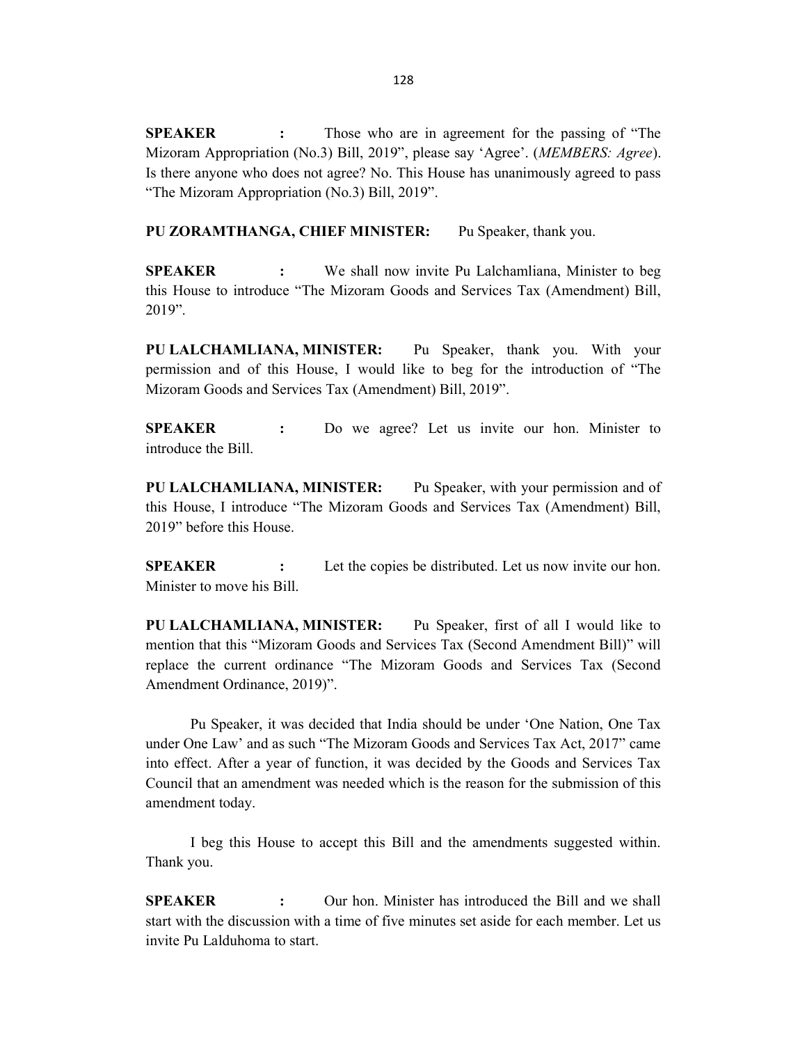**SPEAKER :** Those who are in agreement for the passing of "The Mizoram Appropriation (No.3) Bill, 2019", please say 'Agree'. (*MEMBERS: Agree*). Is there anyone who does not agree? No. This House has unanimously agreed to pass "The Mizoram Appropriation (No.3) Bill, 2019".

**PU ZORAMTHANGA, CHIEF MINISTER:** Pu Speaker, thank you.

**SPEAKER :** We shall now invite Pu Lalchamliana, Minister to beg this House to introduce "The Mizoram Goods and Services Tax (Amendment) Bill, 2019".

**PU LALCHAMLIANA, MINISTER:** Pu Speaker, thank you. With your permission and of this House, I would like to beg for the introduction of "The Mizoram Goods and Services Tax (Amendment) Bill, 2019".

**SPEAKER :** Do we agree? Let us invite our hon. Minister to introduce the Bill.

**PU LALCHAMLIANA, MINISTER:** Pu Speaker, with your permission and of this House, I introduce "The Mizoram Goods and Services Tax (Amendment) Bill, 2019" before this House.

**SPEAKER :** Let the copies be distributed. Let us now invite our hon. Minister to move his Bill.

**PU LALCHAMLIANA, MINISTER:** Pu Speaker, first of all I would like to mention that this "Mizoram Goods and Services Tax (Second Amendment Bill)" will replace the current ordinance "The Mizoram Goods and Services Tax (Second Amendment Ordinance, 2019)".

Pu Speaker, it was decided that India should be under 'One Nation, One Tax under One Law' and as such "The Mizoram Goods and Services Tax Act, 2017" came into effect. After a year of function, it was decided by the Goods and Services Tax Council that an amendment was needed which is the reason for the submission of this amendment today.

I beg this House to accept this Bill and the amendments suggested within. Thank you.

**SPEAKER :** Our hon. Minister has introduced the Bill and we shall start with the discussion with a time of five minutes set aside for each member. Let us invite Pu Lalduhoma to start.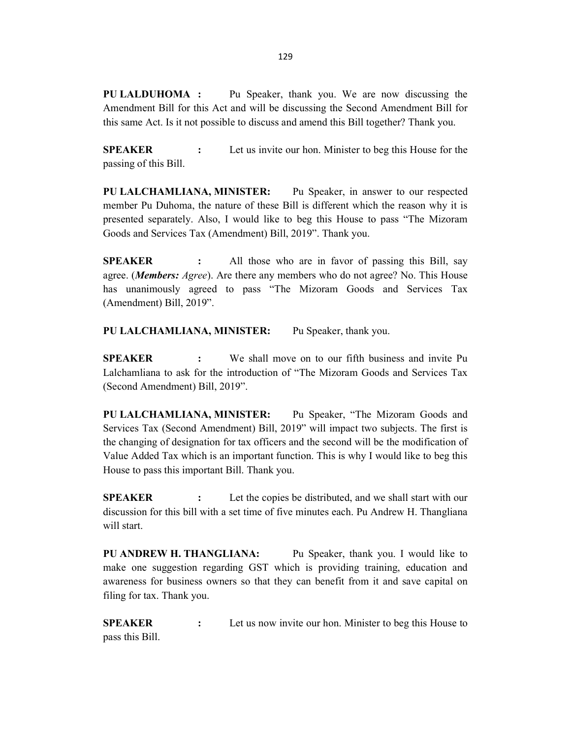**PU LALDUHOMA :** Pu Speaker, thank you. We are now discussing the Amendment Bill for this Act and will be discussing the Second Amendment Bill for this same Act. Is it not possible to discuss and amend this Bill together? Thank you.

**SPEAKER :** Let us invite our hon. Minister to beg this House for the passing of this Bill.

**PU LALCHAMLIANA, MINISTER:** Pu Speaker, in answer to our respected member Pu Duhoma, the nature of these Bill is different which the reason why it is presented separately. Also, I would like to beg this House to pass "The Mizoram Goods and Services Tax (Amendment) Bill, 2019". Thank you.

**SPEAKER :** All those who are in favor of passing this Bill, say agree. (***Members:*** *Agree*). Are there any members who do not agree? No. This House has unanimously agreed to pass "The Mizoram Goods and Services Tax (Amendment) Bill, 2019".

**PU LALCHAMLIANA, MINISTER:** Pu Speaker, thank you.

**SPEAKER :** We shall move on to our fifth business and invite Pu Lalchamliana to ask for the introduction of "The Mizoram Goods and Services Tax (Second Amendment) Bill, 2019".

**PU LALCHAMLIANA, MINISTER:** Pu Speaker, "The Mizoram Goods and Services Tax (Second Amendment) Bill, 2019" will impact two subjects. The first is the changing of designation for tax officers and the second will be the modification of Value Added Tax which is an important function. This is why I would like to beg this House to pass this important Bill. Thank you.

**SPEAKER :** Let the copies be distributed, and we shall start with our discussion for this bill with a set time of five minutes each. Pu Andrew H. Thangliana will start.

**PU ANDREW H. THANGLIANA:** Pu Speaker, thank you. I would like to make one suggestion regarding GST which is providing training, education and awareness for business owners so that they can benefit from it and save capital on filing for tax. Thank you.

**SPEAKER :** Let us now invite our hon. Minister to beg this House to pass this Bill.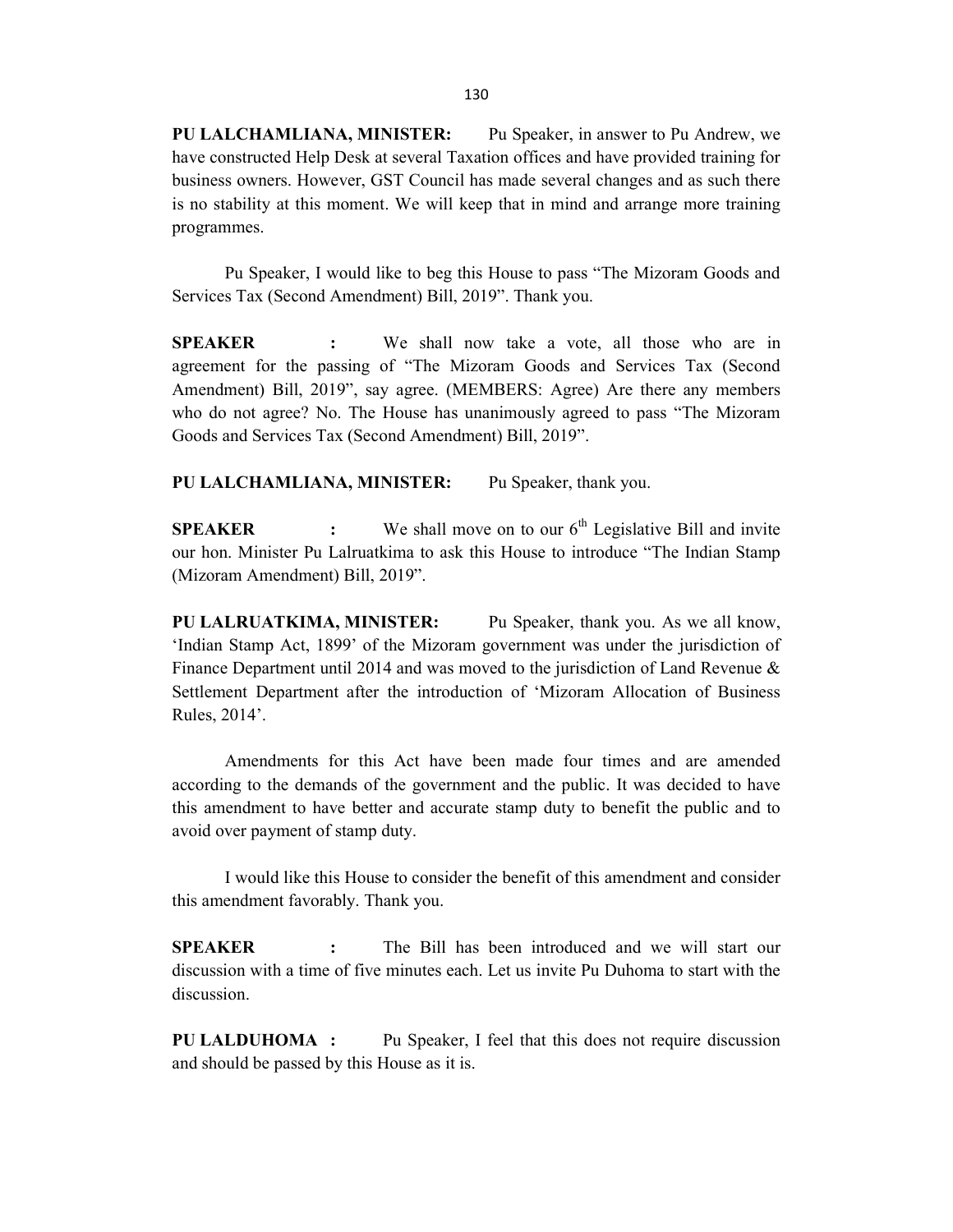**PU LALCHAMLIANA, MINISTER:** Pu Speaker, in answer to Pu Andrew, we have constructed Help Desk at several Taxation offices and have provided training for business owners. However, GST Council has made several changes and as such there is no stability at this moment. We will keep that in mind and arrange more training programmes.

Pu Speaker, I would like to beg this House to pass "The Mizoram Goods and Services Tax (Second Amendment) Bill, 2019". Thank you.

**SPEAKER :** We shall now take a vote, all those who are in agreement for the passing of "The Mizoram Goods and Services Tax (Second Amendment) Bill, 2019", say agree. (MEMBERS: Agree) Are there any members who do not agree? No. The House has unanimously agreed to pass "The Mizoram Goods and Services Tax (Second Amendment) Bill, 2019".

**PU LALCHAMLIANA, MINISTER:** Pu Speaker, thank you.

**SPEAKER :** We shall move on to our 6th Legislative Bill and invite our hon. Minister Pu Lalruatkima to ask this House to introduce "The Indian Stamp (Mizoram Amendment) Bill, 2019".

**PU LALRUATKIMA, MINISTER:** Pu Speaker, thank you. As we all know, 'Indian Stamp Act, 1899' of the Mizoram government was under the jurisdiction of Finance Department until 2014 and was moved to the jurisdiction of Land Revenue & Settlement Department after the introduction of 'Mizoram Allocation of Business Rules, 2014'.

Amendments for this Act have been made four times and are amended according to the demands of the government and the public. It was decided to have this amendment to have better and accurate stamp duty to benefit the public and to avoid over payment of stamp duty.

I would like this House to consider the benefit of this amendment and consider this amendment favorably. Thank you.

**SPEAKER :** The Bill has been introduced and we will start our discussion with a time of five minutes each. Let us invite Pu Duhoma to start with the discussion.

**PU LALDUHOMA :** Pu Speaker, I feel that this does not require discussion and should be passed by this House as it is.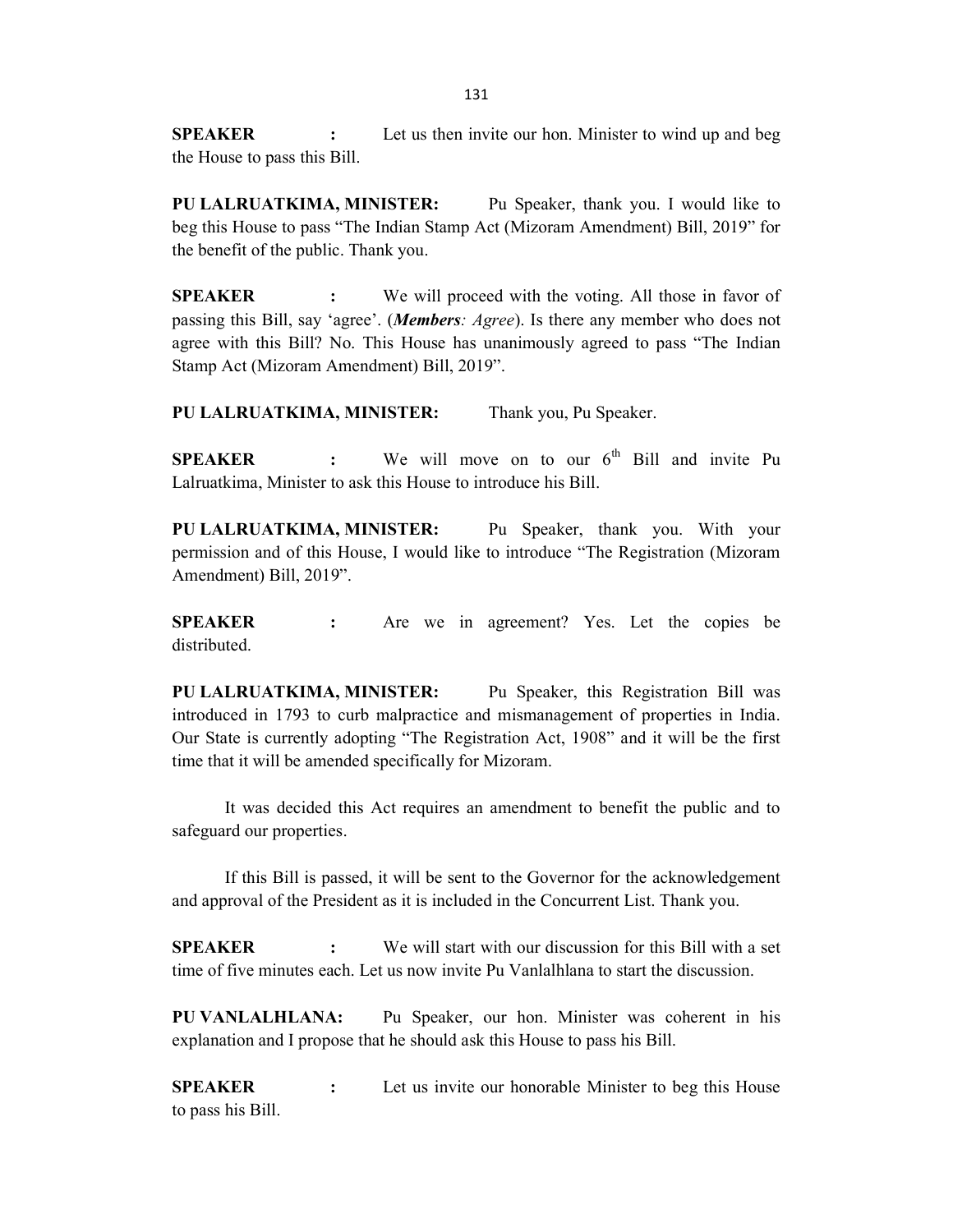**SPEAKER :** Let us then invite our hon. Minister to wind up and beg the House to pass this Bill.

**PU LALRUATKIMA, MINISTER:** Pu Speaker, thank you. I would like to beg this House to pass "The Indian Stamp Act (Mizoram Amendment) Bill, 2019" for the benefit of the public. Thank you.

**SPEAKER :** We will proceed with the voting. All those in favor of passing this Bill, say 'agree'. (***Members**: Agree*). Is there any member who does not agree with this Bill? No. This House has unanimously agreed to pass "The Indian Stamp Act (Mizoram Amendment) Bill, 2019".

**PU LALRUATKIMA, MINISTER:** Thank you, Pu Speaker.

**SPEAKER :** We will move on to our 6th Bill and invite Pu Lalruatkima, Minister to ask this House to introduce his Bill.

**PU LALRUATKIMA, MINISTER:** Pu Speaker, thank you. With your permission and of this House, I would like to introduce "The Registration (Mizoram Amendment) Bill, 2019".

**SPEAKER :** Are we in agreement? Yes. Let the copies be distributed.

**PU LALRUATKIMA, MINISTER:** Pu Speaker, this Registration Bill was introduced in 1793 to curb malpractice and mismanagement of properties in India. Our State is currently adopting "The Registration Act, 1908" and it will be the first time that it will be amended specifically for Mizoram.

It was decided this Act requires an amendment to benefit the public and to safeguard our properties.

If this Bill is passed, it will be sent to the Governor for the acknowledgement and approval of the President as it is included in the Concurrent List. Thank you.

**SPEAKER :** We will start with our discussion for this Bill with a set time of five minutes each. Let us now invite Pu Vanlalhlana to start the discussion.

**PU VANLALHLANA:** Pu Speaker, our hon. Minister was coherent in his explanation and I propose that he should ask this House to pass his Bill.

**SPEAKER :** Let us invite our honorable Minister to beg this House to pass his Bill.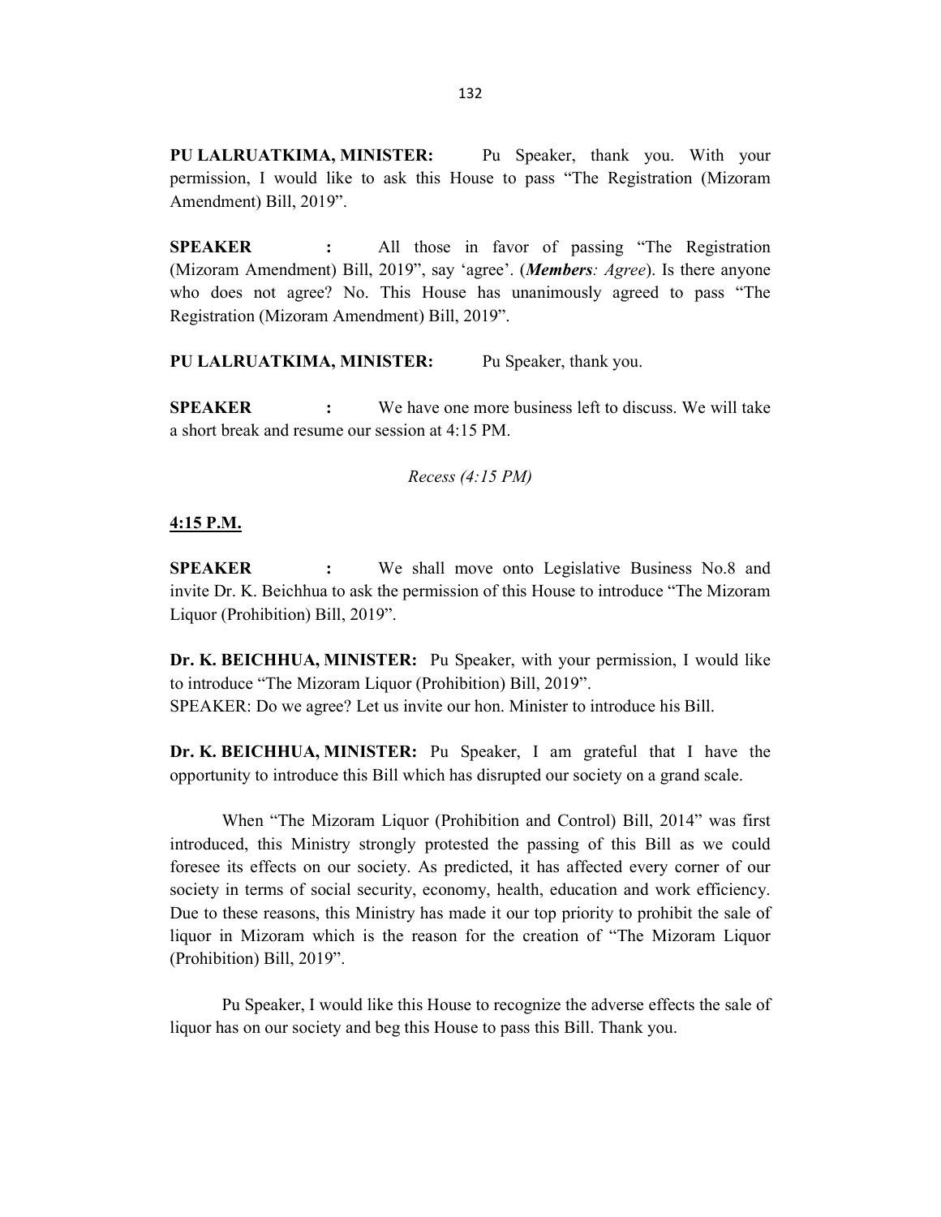**PU LALRUATKIMA, MINISTER:** Pu Speaker, thank you. With your permission, I would like to ask this House to pass "The Registration (Mizoram Amendment) Bill, 2019".

**SPEAKER :** All those in favor of passing "The Registration (Mizoram Amendment) Bill, 2019", say 'agree'. (***Members**: Agree*). Is there anyone who does not agree? No. This House has unanimously agreed to pass "The Registration (Mizoram Amendment) Bill, 2019".

**PU LALRUATKIMA, MINISTER:** Pu Speaker, thank you.

**SPEAKER :** We have one more business left to discuss. We will take a short break and resume our session at 4:15 PM.

*Recess (4:15 PM)*

**4:15 P.M.**

**SPEAKER :** We shall move onto Legislative Business No.8 and invite Dr. K. Beichhua to ask the permission of this House to introduce "The Mizoram Liquor (Prohibition) Bill, 2019".

**Dr. K. BEICHHUA, MINISTER:** Pu Speaker, with your permission, I would like to introduce "The Mizoram Liquor (Prohibition) Bill, 2019".
SPEAKER: Do we agree? Let us invite our hon. Minister to introduce his Bill.

**Dr. K. BEICHHUA, MINISTER:** Pu Speaker, I am grateful that I have the opportunity to introduce this Bill which has disrupted our society on a grand scale.

When "The Mizoram Liquor (Prohibition and Control) Bill, 2014" was first introduced, this Ministry strongly protested the passing of this Bill as we could foresee its effects on our society. As predicted, it has affected every corner of our society in terms of social security, economy, health, education and work efficiency. Due to these reasons, this Ministry has made it our top priority to prohibit the sale of liquor in Mizoram which is the reason for the creation of "The Mizoram Liquor (Prohibition) Bill, 2019".

Pu Speaker, I would like this House to recognize the adverse effects the sale of liquor has on our society and beg this House to pass this Bill. Thank you.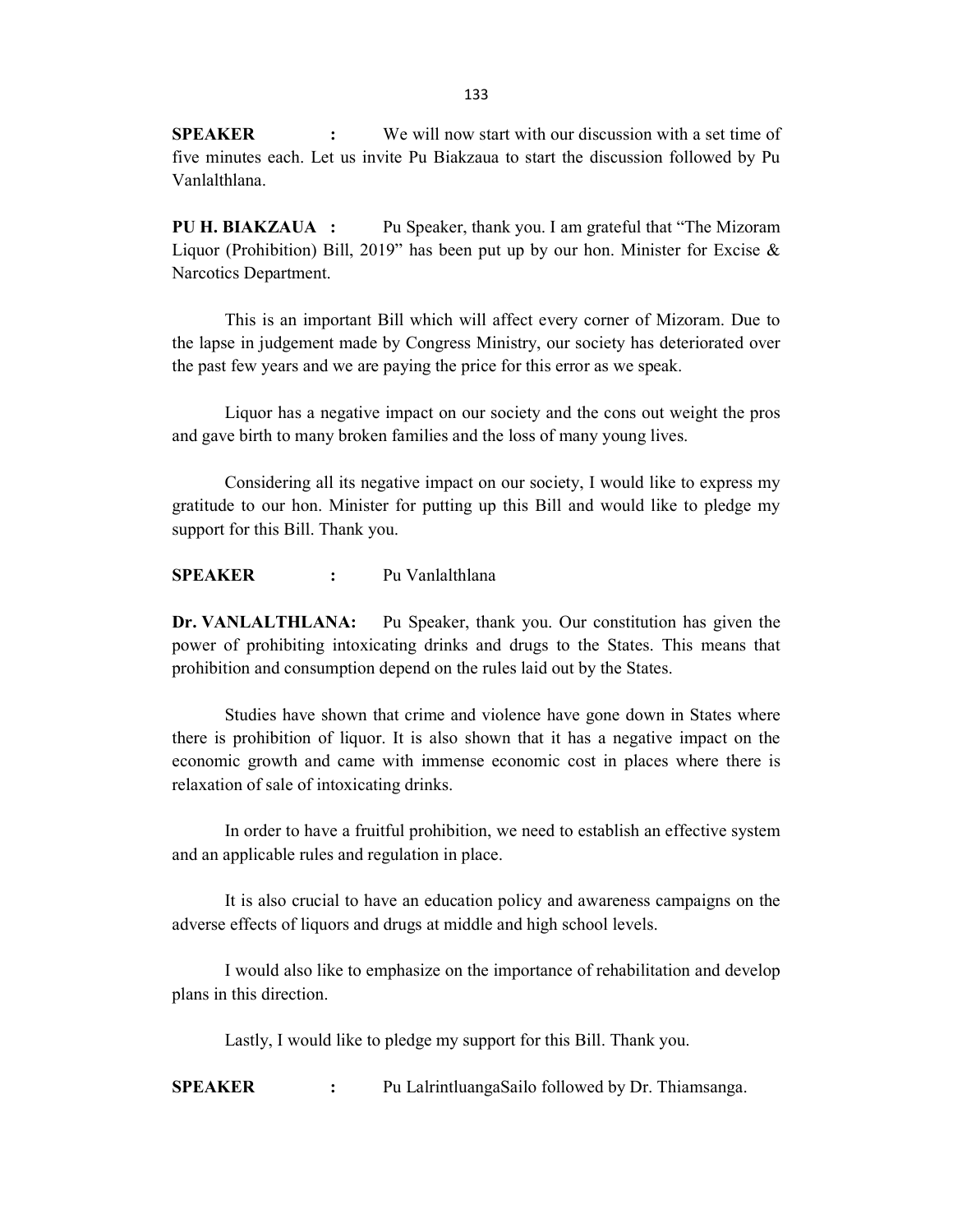**SPEAKER :** We will now start with our discussion with a set time of five minutes each. Let us invite Pu Biakzaua to start the discussion followed by Pu Vanlalthlana.

**PU H. BIAKZAUA :** Pu Speaker, thank you. I am grateful that "The Mizoram Liquor (Prohibition) Bill, 2019" has been put up by our hon. Minister for Excise & Narcotics Department.

This is an important Bill which will affect every corner of Mizoram. Due to the lapse in judgement made by Congress Ministry, our society has deteriorated over the past few years and we are paying the price for this error as we speak.

Liquor has a negative impact on our society and the cons out weight the pros and gave birth to many broken families and the loss of many young lives.

Considering all its negative impact on our society, I would like to express my gratitude to our hon. Minister for putting up this Bill and would like to pledge my support for this Bill. Thank you.

**SPEAKER :** Pu Vanlalthlana

**Dr. VANLALTHLANA:** Pu Speaker, thank you. Our constitution has given the power of prohibiting intoxicating drinks and drugs to the States. This means that prohibition and consumption depend on the rules laid out by the States.

Studies have shown that crime and violence have gone down in States where there is prohibition of liquor. It is also shown that it has a negative impact on the economic growth and came with immense economic cost in places where there is relaxation of sale of intoxicating drinks.

In order to have a fruitful prohibition, we need to establish an effective system and an applicable rules and regulation in place.

It is also crucial to have an education policy and awareness campaigns on the adverse effects of liquors and drugs at middle and high school levels.

I would also like to emphasize on the importance of rehabilitation and develop plans in this direction.

Lastly, I would like to pledge my support for this Bill. Thank you.

**SPEAKER :** Pu LalrintluangaSailo followed by Dr. Thiamsanga.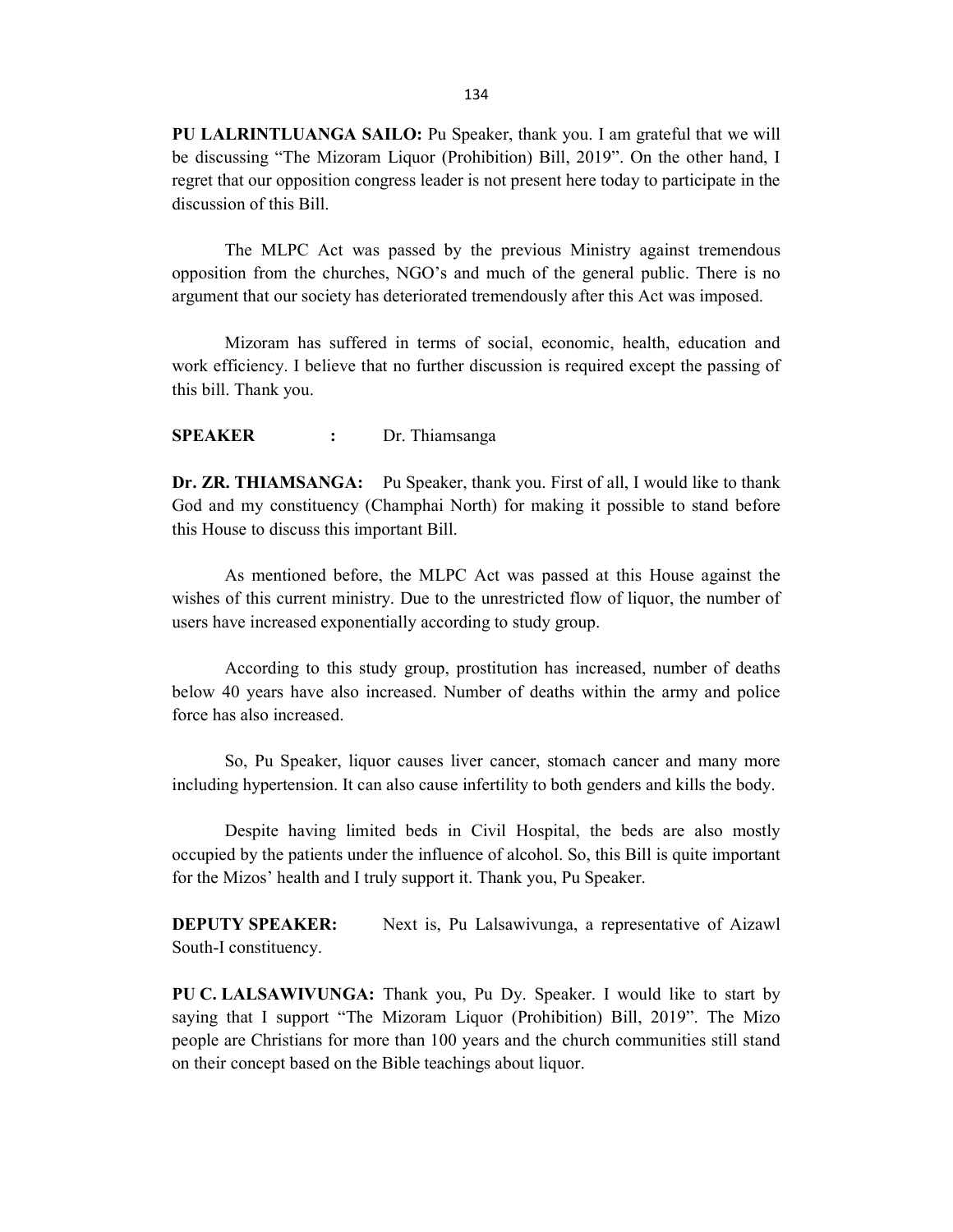**PU LALRINTLUANGA SAILO:** Pu Speaker, thank you. I am grateful that we will be discussing "The Mizoram Liquor (Prohibition) Bill, 2019". On the other hand, I regret that our opposition congress leader is not present here today to participate in the discussion of this Bill.

The MLPC Act was passed by the previous Ministry against tremendous opposition from the churches, NGO's and much of the general public. There is no argument that our society has deteriorated tremendously after this Act was imposed.

Mizoram has suffered in terms of social, economic, health, education and work efficiency. I believe that no further discussion is required except the passing of this bill. Thank you.

**SPEAKER :** Dr. Thiamsanga

**Dr. ZR. THIAMSANGA:** Pu Speaker, thank you. First of all, I would like to thank God and my constituency (Champhai North) for making it possible to stand before this House to discuss this important Bill.

As mentioned before, the MLPC Act was passed at this House against the wishes of this current ministry. Due to the unrestricted flow of liquor, the number of users have increased exponentially according to study group.

According to this study group, prostitution has increased, number of deaths below 40 years have also increased. Number of deaths within the army and police force has also increased.

So, Pu Speaker, liquor causes liver cancer, stomach cancer and many more including hypertension. It can also cause infertility to both genders and kills the body.

Despite having limited beds in Civil Hospital, the beds are also mostly occupied by the patients under the influence of alcohol. So, this Bill is quite important for the Mizos' health and I truly support it. Thank you, Pu Speaker.

**DEPUTY SPEAKER:** Next is, Pu Lalsawivunga, a representative of Aizawl South-I constituency.

**PU C. LALSAWIVUNGA:** Thank you, Pu Dy. Speaker. I would like to start by saying that I support "The Mizoram Liquor (Prohibition) Bill, 2019". The Mizo people are Christians for more than 100 years and the church communities still stand on their concept based on the Bible teachings about liquor.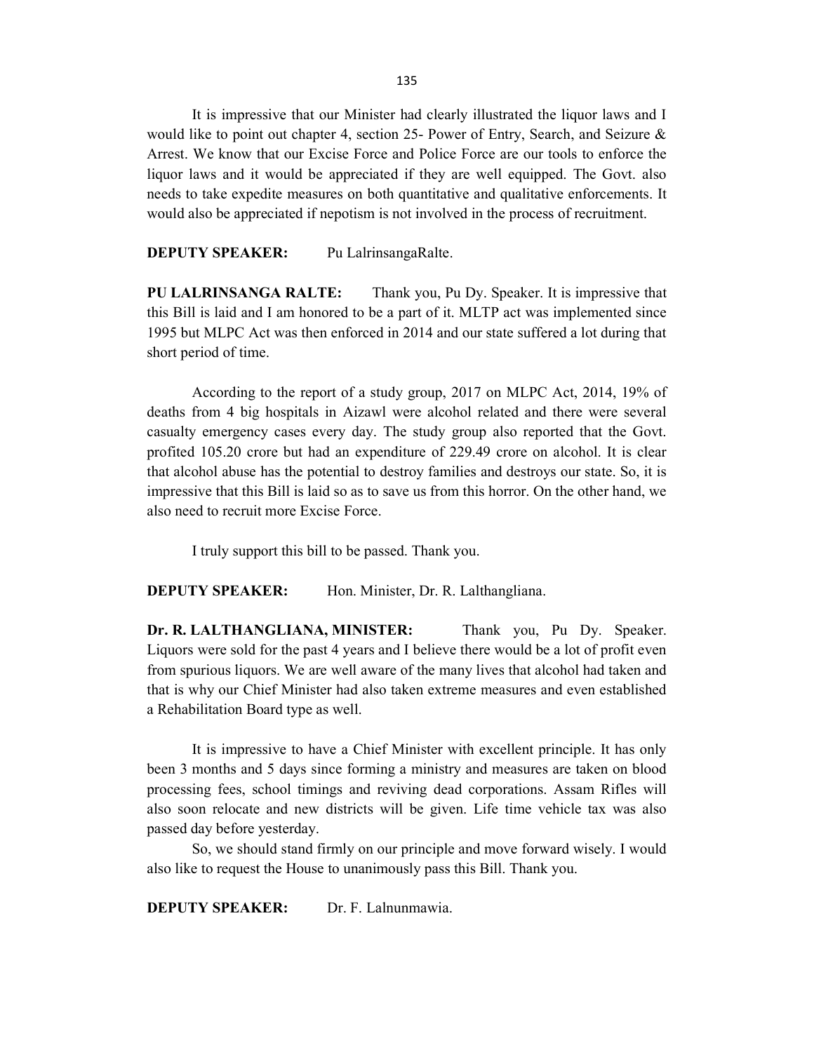It is impressive that our Minister had clearly illustrated the liquor laws and I would like to point out chapter 4, section 25- Power of Entry, Search, and Seizure & Arrest. We know that our Excise Force and Police Force are our tools to enforce the liquor laws and it would be appreciated if they are well equipped. The Govt. also needs to take expedite measures on both quantitative and qualitative enforcements. It would also be appreciated if nepotism is not involved in the process of recruitment.

**DEPUTY SPEAKER:** Pu LalrinsangaRalte.

**PU LALRINSANGA RALTE:** Thank you, Pu Dy. Speaker. It is impressive that this Bill is laid and I am honored to be a part of it. MLTP act was implemented since 1995 but MLPC Act was then enforced in 2014 and our state suffered a lot during that short period of time.

According to the report of a study group, 2017 on MLPC Act, 2014, 19% of deaths from 4 big hospitals in Aizawl were alcohol related and there were several casualty emergency cases every day. The study group also reported that the Govt. profited 105.20 crore but had an expenditure of 229.49 crore on alcohol. It is clear that alcohol abuse has the potential to destroy families and destroys our state. So, it is impressive that this Bill is laid so as to save us from this horror. On the other hand, we also need to recruit more Excise Force.

I truly support this bill to be passed. Thank you.

**DEPUTY SPEAKER:** Hon. Minister, Dr. R. Lalthangliana.

**Dr. R. LALTHANGLIANA, MINISTER:** Thank you, Pu Dy. Speaker. Liquors were sold for the past 4 years and I believe there would be a lot of profit even from spurious liquors. We are well aware of the many lives that alcohol had taken and that is why our Chief Minister had also taken extreme measures and even established a Rehabilitation Board type as well.

It is impressive to have a Chief Minister with excellent principle. It has only been 3 months and 5 days since forming a ministry and measures are taken on blood processing fees, school timings and reviving dead corporations. Assam Rifles will also soon relocate and new districts will be given. Life time vehicle tax was also passed day before yesterday.

So, we should stand firmly on our principle and move forward wisely. I would also like to request the House to unanimously pass this Bill. Thank you.

**DEPUTY SPEAKER:** Dr. F. Lalnunmawia.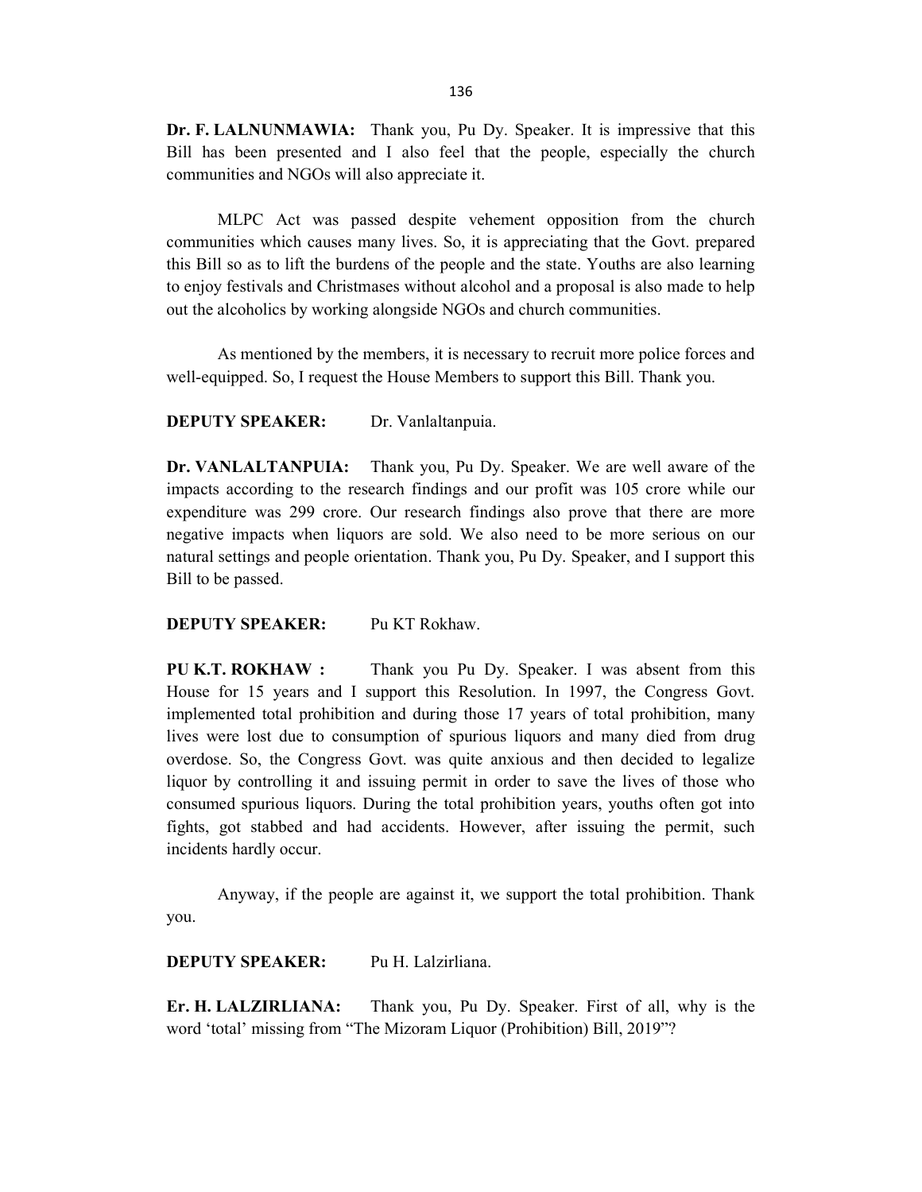**Dr. F. LALNUNMAWIA:** Thank you, Pu Dy. Speaker. It is impressive that this Bill has been presented and I also feel that the people, especially the church communities and NGOs will also appreciate it.

MLPC Act was passed despite vehement opposition from the church communities which causes many lives. So, it is appreciating that the Govt. prepared this Bill so as to lift the burdens of the people and the state. Youths are also learning to enjoy festivals and Christmases without alcohol and a proposal is also made to help out the alcoholics by working alongside NGOs and church communities.

As mentioned by the members, it is necessary to recruit more police forces and well-equipped. So, I request the House Members to support this Bill. Thank you.

**DEPUTY SPEAKER:** Dr. Vanlaltanpuia.

**Dr. VANLALTANPUIA:** Thank you, Pu Dy. Speaker. We are well aware of the impacts according to the research findings and our profit was 105 crore while our expenditure was 299 crore. Our research findings also prove that there are more negative impacts when liquors are sold. We also need to be more serious on our natural settings and people orientation. Thank you, Pu Dy. Speaker, and I support this Bill to be passed.

**DEPUTY SPEAKER:** Pu KT Rokhaw.

**PU K.T. ROKHAW :** Thank you Pu Dy. Speaker. I was absent from this House for 15 years and I support this Resolution. In 1997, the Congress Govt. implemented total prohibition and during those 17 years of total prohibition, many lives were lost due to consumption of spurious liquors and many died from drug overdose. So, the Congress Govt. was quite anxious and then decided to legalize liquor by controlling it and issuing permit in order to save the lives of those who consumed spurious liquors. During the total prohibition years, youths often got into fights, got stabbed and had accidents. However, after issuing the permit, such incidents hardly occur.

Anyway, if the people are against it, we support the total prohibition. Thank you.

**DEPUTY SPEAKER:** Pu H. Lalzirliana.

**Er. H. LALZIRLIANA:** Thank you, Pu Dy. Speaker. First of all, why is the word 'total' missing from "The Mizoram Liquor (Prohibition) Bill, 2019"?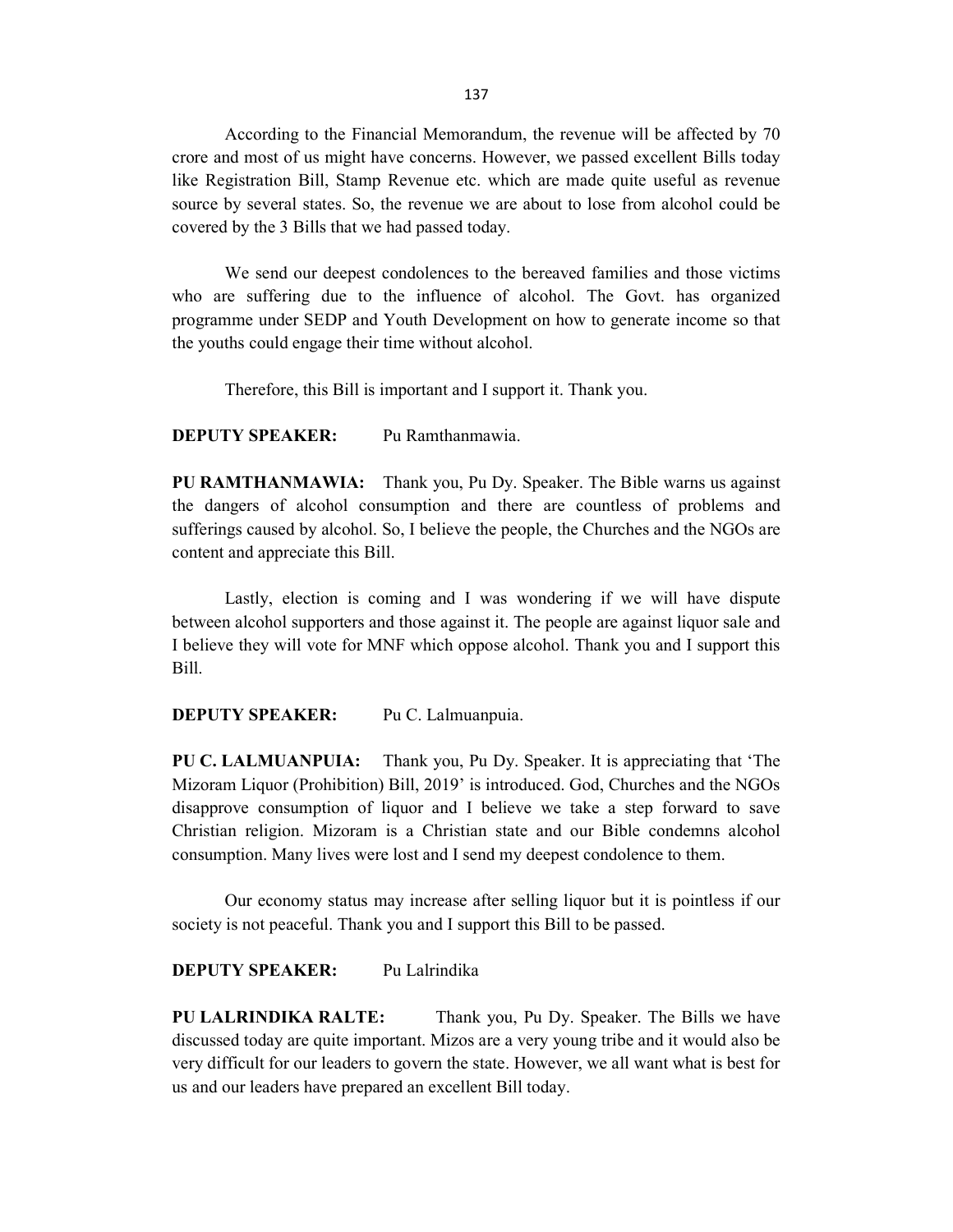According to the Financial Memorandum, the revenue will be affected by 70 crore and most of us might have concerns. However, we passed excellent Bills today like Registration Bill, Stamp Revenue etc. which are made quite useful as revenue source by several states. So, the revenue we are about to lose from alcohol could be covered by the 3 Bills that we had passed today.

We send our deepest condolences to the bereaved families and those victims who are suffering due to the influence of alcohol. The Govt. has organized programme under SEDP and Youth Development on how to generate income so that the youths could engage their time without alcohol.

Therefore, this Bill is important and I support it. Thank you.

**DEPUTY SPEAKER:** Pu Ramthanmawia.

**PU RAMTHANMAWIA:** Thank you, Pu Dy. Speaker. The Bible warns us against the dangers of alcohol consumption and there are countless of problems and sufferings caused by alcohol. So, I believe the people, the Churches and the NGOs are content and appreciate this Bill.

Lastly, election is coming and I was wondering if we will have dispute between alcohol supporters and those against it. The people are against liquor sale and I believe they will vote for MNF which oppose alcohol. Thank you and I support this Bill.

**DEPUTY SPEAKER:** Pu C. Lalmuanpuia.

**PU C. LALMUANPUIA:** Thank you, Pu Dy. Speaker. It is appreciating that 'The Mizoram Liquor (Prohibition) Bill, 2019' is introduced. God, Churches and the NGOs disapprove consumption of liquor and I believe we take a step forward to save Christian religion. Mizoram is a Christian state and our Bible condemns alcohol consumption. Many lives were lost and I send my deepest condolence to them.

Our economy status may increase after selling liquor but it is pointless if our society is not peaceful. Thank you and I support this Bill to be passed.

**DEPUTY SPEAKER:** Pu Lalrindika

**PU LALRINDIKA RALTE:** Thank you, Pu Dy. Speaker. The Bills we have discussed today are quite important. Mizos are a very young tribe and it would also be very difficult for our leaders to govern the state. However, we all want what is best for us and our leaders have prepared an excellent Bill today.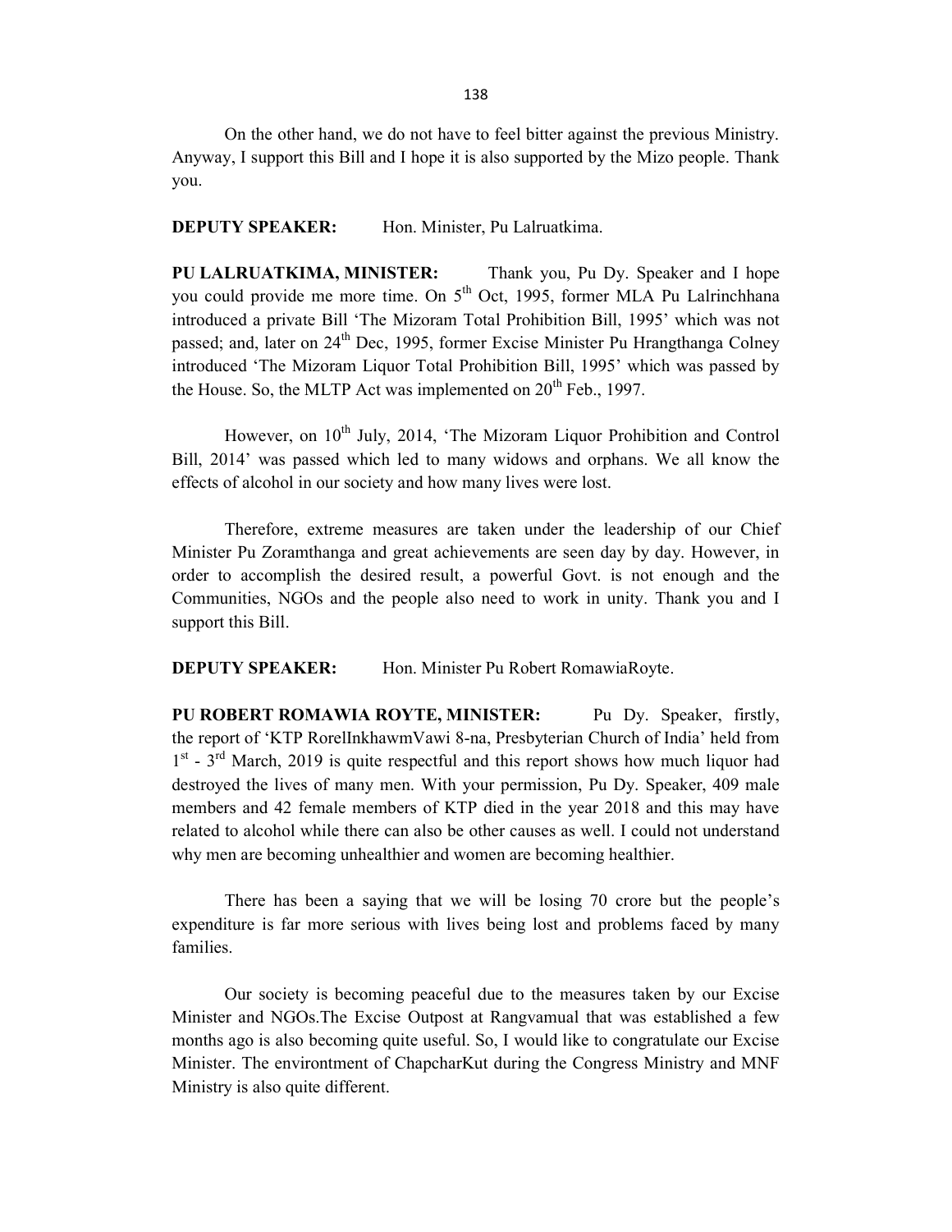On the other hand, we do not have to feel bitter against the previous Ministry. Anyway, I support this Bill and I hope it is also supported by the Mizo people. Thank you.

**DEPUTY SPEAKER:** Hon. Minister, Pu Lalruatkima.

**PU LALRUATKIMA, MINISTER:** Thank you, Pu Dy. Speaker and I hope you could provide me more time. On 5th Oct, 1995, former MLA Pu Lalrinchhana introduced a private Bill 'The Mizoram Total Prohibition Bill, 1995' which was not passed; and, later on 24th Dec, 1995, former Excise Minister Pu Hrangthanga Colney introduced 'The Mizoram Liquor Total Prohibition Bill, 1995' which was passed by the House. So, the MLTP Act was implemented on 20th Feb., 1997.

However, on 10th July, 2014, 'The Mizoram Liquor Prohibition and Control Bill, 2014' was passed which led to many widows and orphans. We all know the effects of alcohol in our society and how many lives were lost.

Therefore, extreme measures are taken under the leadership of our Chief Minister Pu Zoramthanga and great achievements are seen day by day. However, in order to accomplish the desired result, a powerful Govt. is not enough and the Communities, NGOs and the people also need to work in unity. Thank you and I support this Bill.

**DEPUTY SPEAKER:** Hon. Minister Pu Robert RomawiaRoyte.

**PU ROBERT ROMAWIA ROYTE, MINISTER:** Pu Dy. Speaker, firstly, the report of 'KTP RorelInkhawmVawi 8-na, Presbyterian Church of India' held from 1st - 3rd March, 2019 is quite respectful and this report shows how much liquor had destroyed the lives of many men. With your permission, Pu Dy. Speaker, 409 male members and 42 female members of KTP died in the year 2018 and this may have related to alcohol while there can also be other causes as well. I could not understand why men are becoming unhealthier and women are becoming healthier.

There has been a saying that we will be losing 70 crore but the people's expenditure is far more serious with lives being lost and problems faced by many families.

Our society is becoming peaceful due to the measures taken by our Excise Minister and NGOs.The Excise Outpost at Rangvamual that was established a few months ago is also becoming quite useful. So, I would like to congratulate our Excise Minister. The environtment of ChapcharKut during the Congress Ministry and MNF Ministry is also quite different.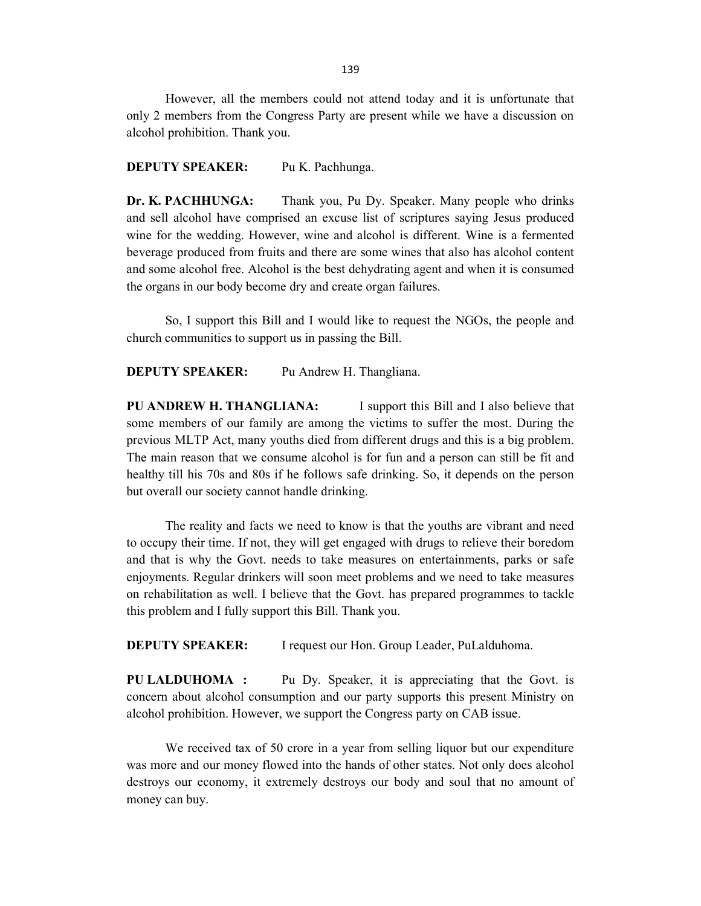However, all the members could not attend today and it is unfortunate that only 2 members from the Congress Party are present while we have a discussion on alcohol prohibition. Thank you.

**DEPUTY SPEAKER:** Pu K. Pachhunga.

**Dr. K. PACHHUNGA:** Thank you, Pu Dy. Speaker. Many people who drinks and sell alcohol have comprised an excuse list of scriptures saying Jesus produced wine for the wedding. However, wine and alcohol is different. Wine is a fermented beverage produced from fruits and there are some wines that also has alcohol content and some alcohol free. Alcohol is the best dehydrating agent and when it is consumed the organs in our body become dry and create organ failures.

So, I support this Bill and I would like to request the NGOs, the people and church communities to support us in passing the Bill.

**DEPUTY SPEAKER:** Pu Andrew H. Thangliana.

**PU ANDREW H. THANGLIANA:** I support this Bill and I also believe that some members of our family are among the victims to suffer the most. During the previous MLTP Act, many youths died from different drugs and this is a big problem. The main reason that we consume alcohol is for fun and a person can still be fit and healthy till his 70s and 80s if he follows safe drinking. So, it depends on the person but overall our society cannot handle drinking.

The reality and facts we need to know is that the youths are vibrant and need to occupy their time. If not, they will get engaged with drugs to relieve their boredom and that is why the Govt. needs to take measures on entertainments, parks or safe enjoyments. Regular drinkers will soon meet problems and we need to take measures on rehabilitation as well. I believe that the Govt. has prepared programmes to tackle this problem and I fully support this Bill. Thank you.

**DEPUTY SPEAKER:** I request our Hon. Group Leader, PuLalduhoma.

**PU LALDUHOMA :** Pu Dy. Speaker, it is appreciating that the Govt. is concern about alcohol consumption and our party supports this present Ministry on alcohol prohibition. However, we support the Congress party on CAB issue.

We received tax of 50 crore in a year from selling liquor but our expenditure was more and our money flowed into the hands of other states. Not only does alcohol destroys our economy, it extremely destroys our body and soul that no amount of money can buy.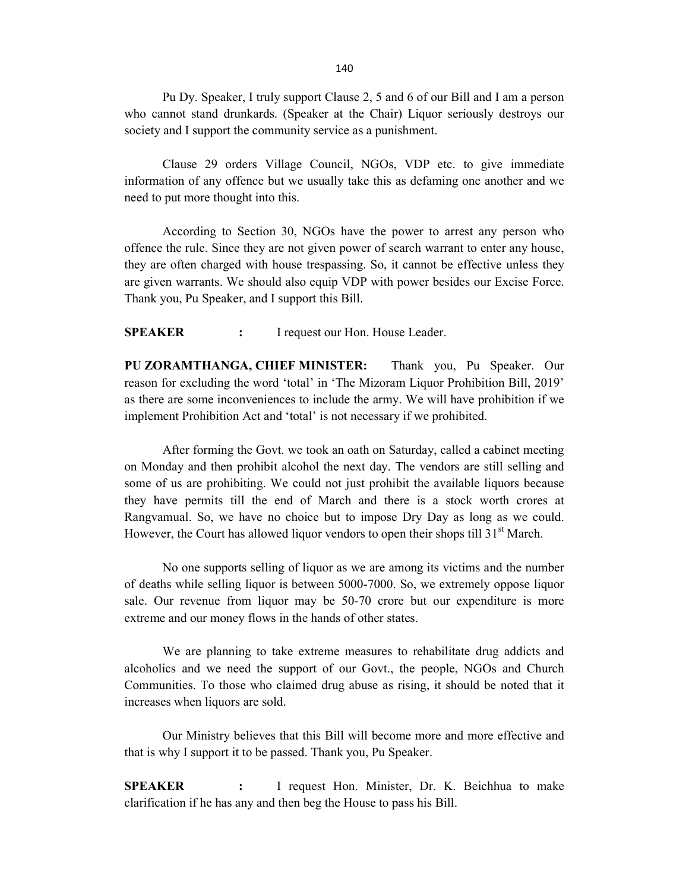Pu Dy. Speaker, I truly support Clause 2, 5 and 6 of our Bill and I am a person who cannot stand drunkards. (Speaker at the Chair) Liquor seriously destroys our society and I support the community service as a punishment.

Clause 29 orders Village Council, NGOs, VDP etc. to give immediate information of any offence but we usually take this as defaming one another and we need to put more thought into this.

According to Section 30, NGOs have the power to arrest any person who offence the rule. Since they are not given power of search warrant to enter any house, they are often charged with house trespassing. So, it cannot be effective unless they are given warrants. We should also equip VDP with power besides our Excise Force. Thank you, Pu Speaker, and I support this Bill.

**SPEAKER** : I request our Hon. House Leader.

**PU ZORAMTHANGA, CHIEF MINISTER:** Thank you, Pu Speaker. Our reason for excluding the word 'total' in 'The Mizoram Liquor Prohibition Bill, 2019' as there are some inconveniences to include the army. We will have prohibition if we implement Prohibition Act and 'total' is not necessary if we prohibited.

After forming the Govt. we took an oath on Saturday, called a cabinet meeting on Monday and then prohibit alcohol the next day. The vendors are still selling and some of us are prohibiting. We could not just prohibit the available liquors because they have permits till the end of March and there is a stock worth crores at Rangvamual. So, we have no choice but to impose Dry Day as long as we could. However, the Court has allowed liquor vendors to open their shops till 31st March.

No one supports selling of liquor as we are among its victims and the number of deaths while selling liquor is between 5000-7000. So, we extremely oppose liquor sale. Our revenue from liquor may be 50-70 crore but our expenditure is more extreme and our money flows in the hands of other states.

We are planning to take extreme measures to rehabilitate drug addicts and alcoholics and we need the support of our Govt., the people, NGOs and Church Communities. To those who claimed drug abuse as rising, it should be noted that it increases when liquors are sold.

Our Ministry believes that this Bill will become more and more effective and that is why I support it to be passed. Thank you, Pu Speaker.

**SPEAKER** : I request Hon. Minister, Dr. K. Beichhua to make clarification if he has any and then beg the House to pass his Bill.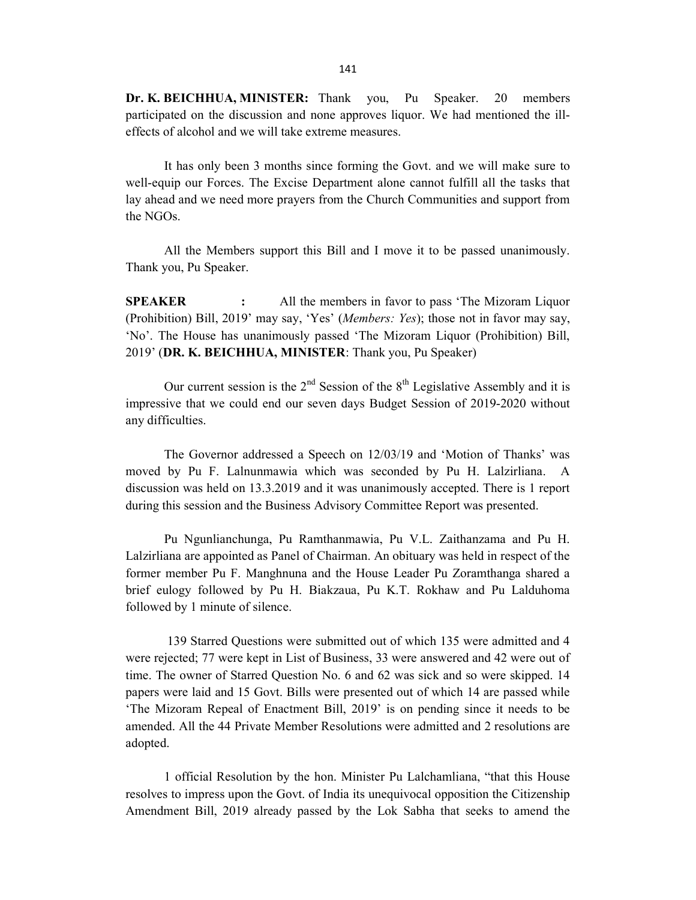**Dr. K. BEICHHUA, MINISTER:** Thank you, Pu Speaker. 20 members participated on the discussion and none approves liquor. We had mentioned the ill-effects of alcohol and we will take extreme measures.

It has only been 3 months since forming the Govt. and we will make sure to well-equip our Forces. The Excise Department alone cannot fulfill all the tasks that lay ahead and we need more prayers from the Church Communities and support from the NGOs.

All the Members support this Bill and I move it to be passed unanimously. Thank you, Pu Speaker.

**SPEAKER :** All the members in favor to pass 'The Mizoram Liquor (Prohibition) Bill, 2019' may say, 'Yes' (*Members: Yes*); those not in favor may say, 'No'. The House has unanimously passed 'The Mizoram Liquor (Prohibition) Bill, 2019' (**DR. K. BEICHHUA, MINISTER**: Thank you, Pu Speaker)

Our current session is the 2nd Session of the 8th Legislative Assembly and it is impressive that we could end our seven days Budget Session of 2019-2020 without any difficulties.

The Governor addressed a Speech on 12/03/19 and 'Motion of Thanks' was moved by Pu F. Lalnunmawia which was seconded by Pu H. Lalzirliana. A discussion was held on 13.3.2019 and it was unanimously accepted. There is 1 report during this session and the Business Advisory Committee Report was presented.

Pu Ngunlianchunga, Pu Ramthanmawia, Pu V.L. Zaithanzama and Pu H. Lalzirliana are appointed as Panel of Chairman. An obituary was held in respect of the former member Pu F. Manghnuna and the House Leader Pu Zoramthanga shared a brief eulogy followed by Pu H. Biakzaua, Pu K.T. Rokhaw and Pu Lalduhoma followed by 1 minute of silence.

139 Starred Questions were submitted out of which 135 were admitted and 4 were rejected; 77 were kept in List of Business, 33 were answered and 42 were out of time. The owner of Starred Question No. 6 and 62 was sick and so were skipped. 14 papers were laid and 15 Govt. Bills were presented out of which 14 are passed while 'The Mizoram Repeal of Enactment Bill, 2019' is on pending since it needs to be amended. All the 44 Private Member Resolutions were admitted and 2 resolutions are adopted.

1 official Resolution by the hon. Minister Pu Lalchamliana, "that this House resolves to impress upon the Govt. of India its unequivocal opposition the Citizenship Amendment Bill, 2019 already passed by the Lok Sabha that seeks to amend the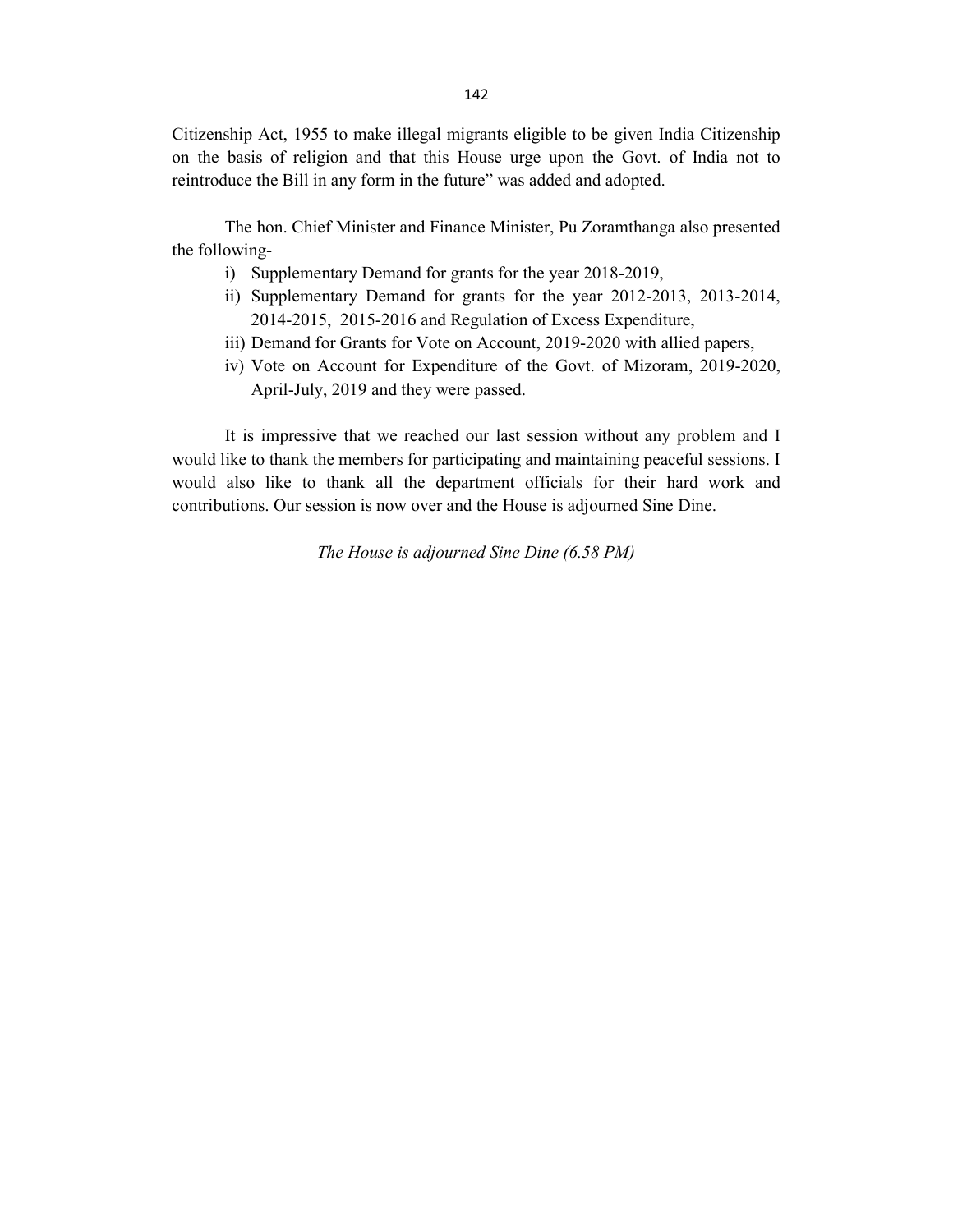Citizenship Act, 1955 to make illegal migrants eligible to be given India Citizenship on the basis of religion and that this House urge upon the Govt. of India not to reintroduce the Bill in any form in the future" was added and adopted.

The hon. Chief Minister and Finance Minister, Pu Zoramthanga also presented the following-

i) Supplementary Demand for grants for the year 2018-2019,
ii) Supplementary Demand for grants for the year 2012-2013, 2013-2014, 2014-2015, 2015-2016 and Regulation of Excess Expenditure,
iii) Demand for Grants for Vote on Account, 2019-2020 with allied papers,
iv) Vote on Account for Expenditure of the Govt. of Mizoram, 2019-2020, April-July, 2019 and they were passed.

It is impressive that we reached our last session without any problem and I would like to thank the members for participating and maintaining peaceful sessions. I would also like to thank all the department officials for their hard work and contributions. Our session is now over and the House is adjourned Sine Dine.

*The House is adjourned Sine Dine (6.58 PM)*